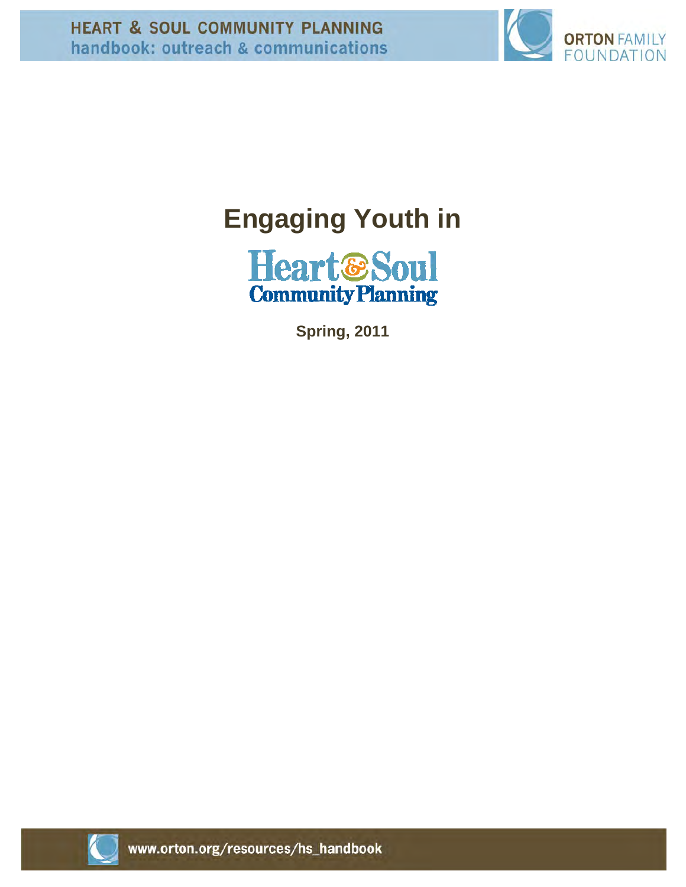HEART & SOUL COMMUNITY PLANNING
handbook: outreach & communications

ORTON FAMILY FOUNDATION

# Engaging Youth in Heart & Soul Community Planning

**Spring, 2011**

www.orton.org/resources/hs_handbook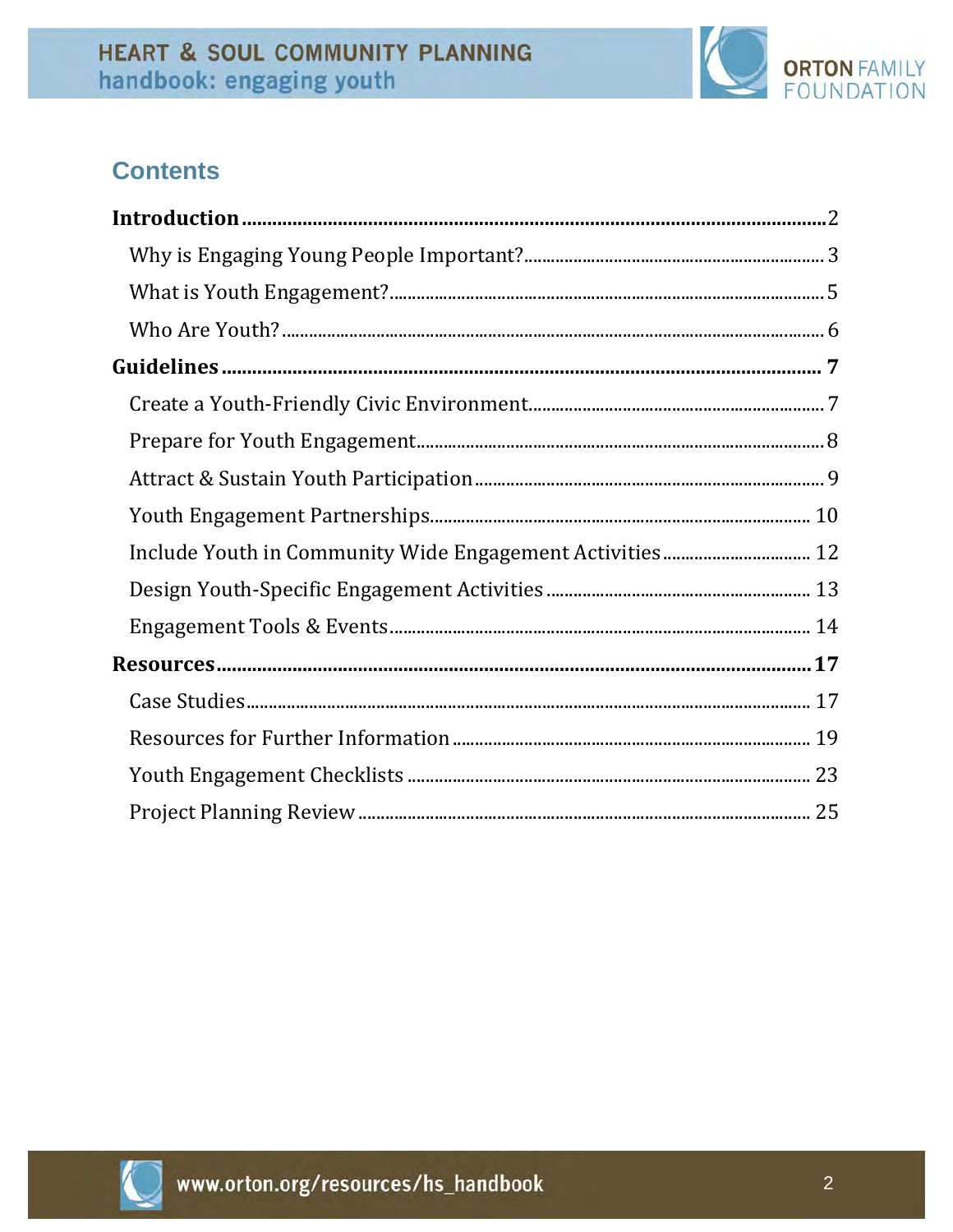## Contents

**Introduction** .......... 2

- Why is Engaging Young People Important? .......... 3
- What is Youth Engagement? .......... 5
- Who Are Youth? .......... 6

**Guidelines** .......... 7

- Create a Youth-Friendly Civic Environment .......... 7
- Prepare for Youth Engagement .......... 8
- Attract & Sustain Youth Participation .......... 9
- Youth Engagement Partnerships .......... 10
- Include Youth in Community Wide Engagement Activities .......... 12
- Design Youth-Specific Engagement Activities .......... 13
- Engagement Tools & Events .......... 14

**Resources** .......... 17

- Case Studies .......... 17
- Resources for Further Information .......... 19
- Youth Engagement Checklists .......... 23
- Project Planning Review .......... 25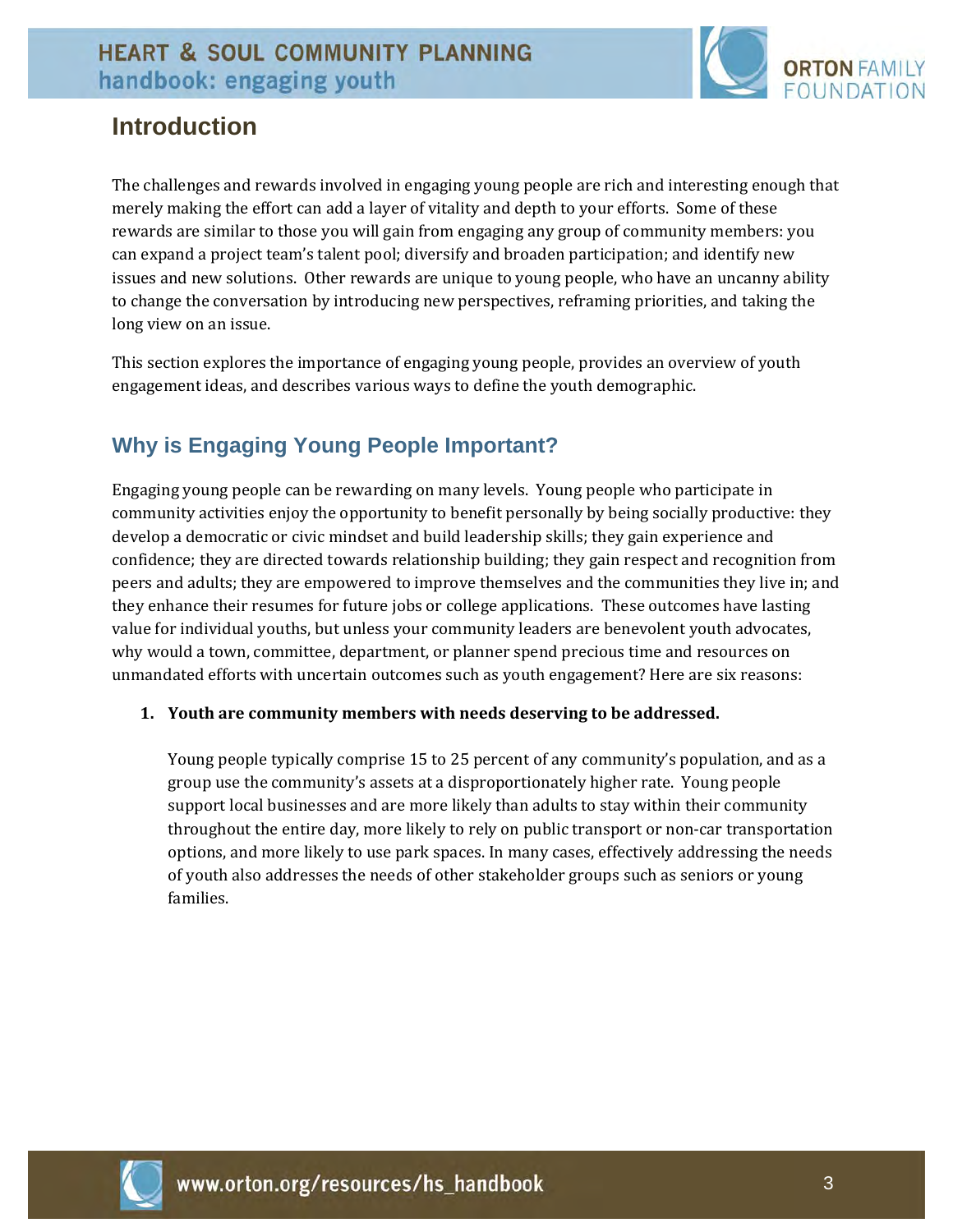# Introduction

The challenges and rewards involved in engaging young people are rich and interesting enough that merely making the effort can add a layer of vitality and depth to your efforts. Some of these rewards are similar to those you will gain from engaging any group of community members: you can expand a project team's talent pool; diversify and broaden participation; and identify new issues and new solutions. Other rewards are unique to young people, who have an uncanny ability to change the conversation by introducing new perspectives, reframing priorities, and taking the long view on an issue.

This section explores the importance of engaging young people, provides an overview of youth engagement ideas, and describes various ways to define the youth demographic.

## Why is Engaging Young People Important?

Engaging young people can be rewarding on many levels. Young people who participate in community activities enjoy the opportunity to benefit personally by being socially productive: they develop a democratic or civic mindset and build leadership skills; they gain experience and confidence; they are directed towards relationship building; they gain respect and recognition from peers and adults; they are empowered to improve themselves and the communities they live in; and they enhance their resumes for future jobs or college applications. These outcomes have lasting value for individual youths, but unless your community leaders are benevolent youth advocates, why would a town, committee, department, or planner spend precious time and resources on unmandated efforts with uncertain outcomes such as youth engagement? Here are six reasons:

1. **Youth are community members with needs deserving to be addressed.**

   Young people typically comprise 15 to 25 percent of any community's population, and as a group use the community's assets at a disproportionately higher rate. Young people support local businesses and are more likely than adults to stay within their community throughout the entire day, more likely to rely on public transport or non-car transportation options, and more likely to use park spaces. In many cases, effectively addressing the needs of youth also addresses the needs of other stakeholder groups such as seniors or young families.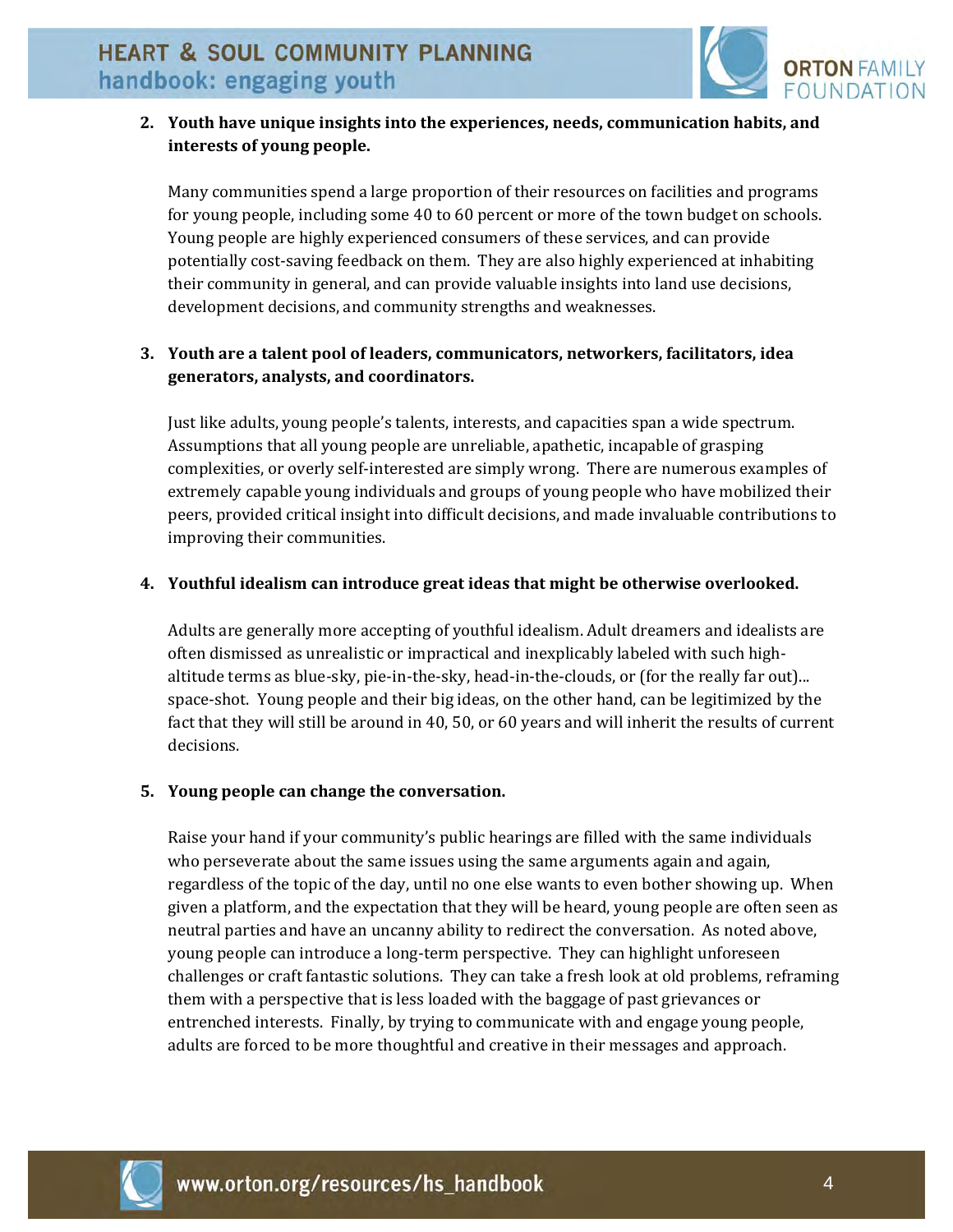2. **Youth have unique insights into the experiences, needs, communication habits, and interests of young people.**

   Many communities spend a large proportion of their resources on facilities and programs for young people, including some 40 to 60 percent or more of the town budget on schools. Young people are highly experienced consumers of these services, and can provide potentially cost-saving feedback on them. They are also highly experienced at inhabiting their community in general, and can provide valuable insights into land use decisions, development decisions, and community strengths and weaknesses.

3. **Youth are a talent pool of leaders, communicators, networkers, facilitators, idea generators, analysts, and coordinators.**

   Just like adults, young people's talents, interests, and capacities span a wide spectrum. Assumptions that all young people are unreliable, apathetic, incapable of grasping complexities, or overly self-interested are simply wrong. There are numerous examples of extremely capable young individuals and groups of young people who have mobilized their peers, provided critical insight into difficult decisions, and made invaluable contributions to improving their communities.

4. **Youthful idealism can introduce great ideas that might be otherwise overlooked.**

   Adults are generally more accepting of youthful idealism. Adult dreamers and idealists are often dismissed as unrealistic or impractical and inexplicably labeled with such high-altitude terms as blue-sky, pie-in-the-sky, head-in-the-clouds, or (for the really far out)... space-shot. Young people and their big ideas, on the other hand, can be legitimized by the fact that they will still be around in 40, 50, or 60 years and will inherit the results of current decisions.

5. **Young people can change the conversation.**

   Raise your hand if your community's public hearings are filled with the same individuals who perseverate about the same issues using the same arguments again and again, regardless of the topic of the day, until no one else wants to even bother showing up. When given a platform, and the expectation that they will be heard, young people are often seen as neutral parties and have an uncanny ability to redirect the conversation. As noted above, young people can introduce a long-term perspective. They can highlight unforeseen challenges or craft fantastic solutions. They can take a fresh look at old problems, reframing them with a perspective that is less loaded with the baggage of past grievances or entrenched interests. Finally, by trying to communicate with and engage young people, adults are forced to be more thoughtful and creative in their messages and approach.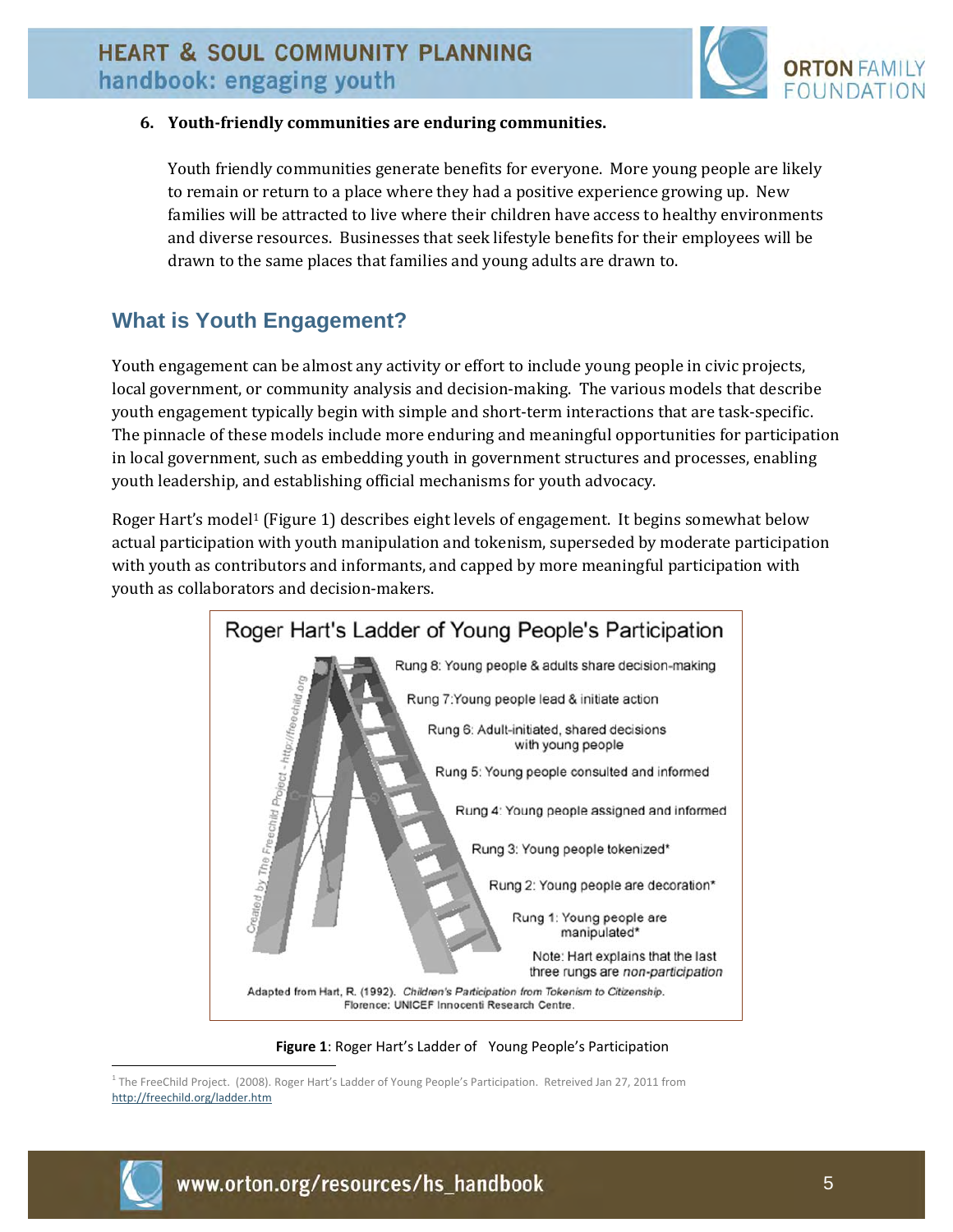6. **Youth-friendly communities are enduring communities.**

   Youth friendly communities generate benefits for everyone. More young people are likely to remain or return to a place where they had a positive experience growing up. New families will be attracted to live where their children have access to healthy environments and diverse resources. Businesses that seek lifestyle benefits for their employees will be drawn to the same places that families and young adults are drawn to.

## What is Youth Engagement?

Youth engagement can be almost any activity or effort to include young people in civic projects, local government, or community analysis and decision-making. The various models that describe youth engagement typically begin with simple and short-term interactions that are task-specific. The pinnacle of these models include more enduring and meaningful opportunities for participation in local government, such as embedding youth in government structures and processes, enabling youth leadership, and establishing official mechanisms for youth advocacy.

Roger Hart's model[1] (Figure 1) describes eight levels of engagement. It begins somewhat below actual participation with youth manipulation and tokenism, superseded by moderate participation with youth as contributors and informants, and capped by more meaningful participation with youth as collaborators and decision-makers.

Roger Hart's Ladder of Young People's Participation

- Rung 8: Young people & adults share decision-making
- Rung 7: Young people lead & initiate action
- Rung 6: Adult-initiated, shared decisions with young people
- Rung 5: Young people consulted and informed
- Rung 4: Young people assigned and informed
- Rung 3: Young people tokenized*
- Rung 2: Young people are decoration*
- Rung 1: Young people are manipulated*

Note: Hart explains that the last three rungs are *non-participation*

Created by The Freechild Project - http://freechild.org

Adapted from Hart, R. (1992). *Children's Participation from Tokenism to Citizenship*. Florence: UNICEF Innocenti Research Centre.

**Figure 1**: Roger Hart's Ladder of Young People's Participation

[1] The FreeChild Project. (2008). Roger Hart's Ladder of Young People's Participation. Retrieved Jan 27, 2011 from http://freechild.org/ladder.htm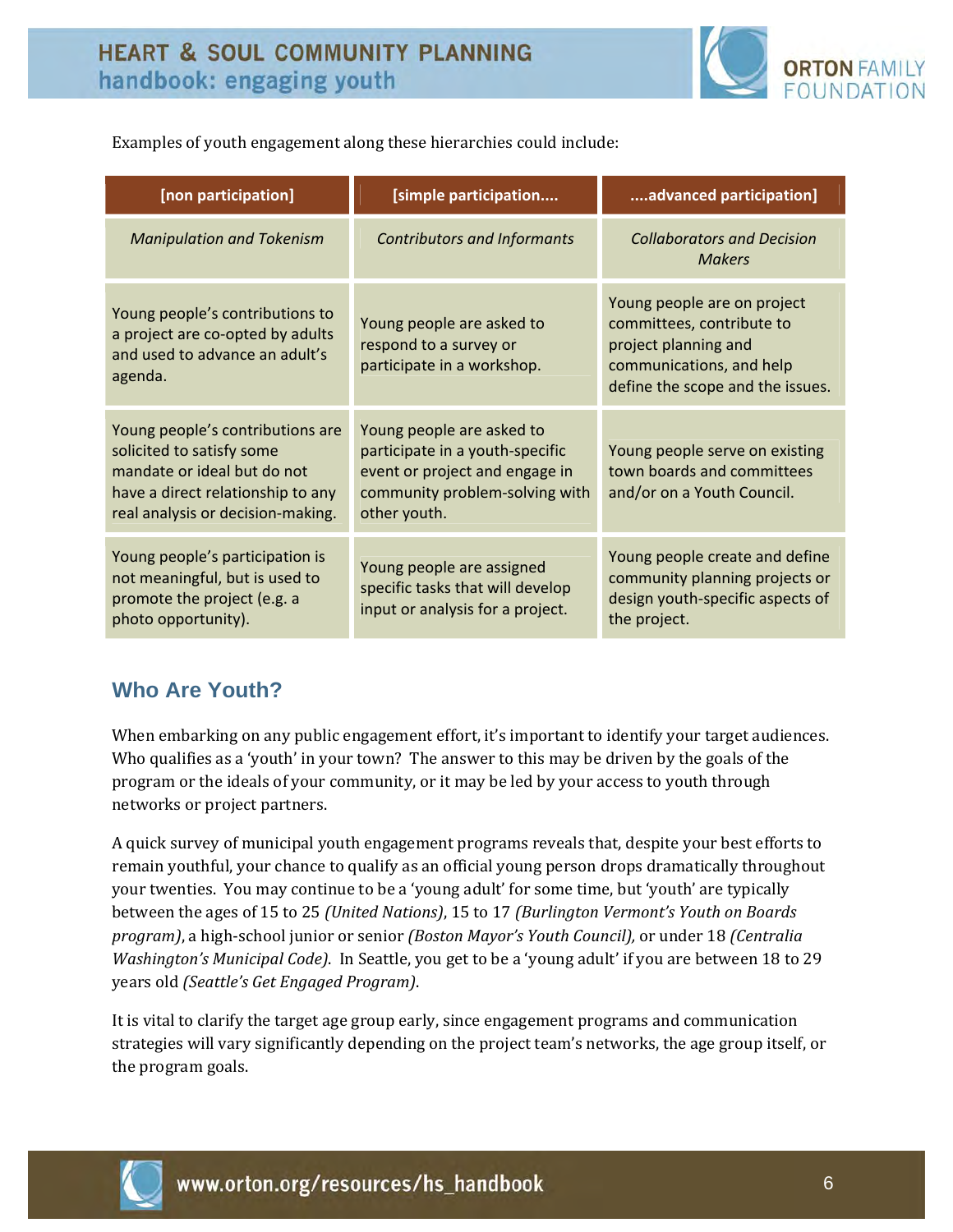Examples of youth engagement along these hierarchies could include:

| [non participation] | [simple participation.... | ....advanced participation] |
|---|---|---|
| *Manipulation and Tokenism* | *Contributors and Informants* | *Collaborators and Decision Makers* |
| Young people's contributions to a project are co-opted by adults and used to advance an adult's agenda. | Young people are asked to respond to a survey or participate in a workshop. | Young people are on project committees, contribute to project planning and communications, and help define the scope and the issues. |
| Young people's contributions are solicited to satisfy some mandate or ideal but do not have a direct relationship to any real analysis or decision-making. | Young people are asked to participate in a youth-specific event or project and engage in community problem-solving with other youth. | Young people serve on existing town boards and committees and/or on a Youth Council. |
| Young people's participation is not meaningful, but is used to promote the project (e.g. a photo opportunity). | Young people are assigned specific tasks that will develop input or analysis for a project. | Young people create and define community planning projects or design youth-specific aspects of the project. |

## Who Are Youth?

When embarking on any public engagement effort, it's important to identify your target audiences. Who qualifies as a 'youth' in your town? The answer to this may be driven by the goals of the program or the ideals of your community, or it may be led by your access to youth through networks or project partners.

A quick survey of municipal youth engagement programs reveals that, despite your best efforts to remain youthful, your chance to qualify as an official young person drops dramatically throughout your twenties. You may continue to be a 'young adult' for some time, but 'youth' are typically between the ages of 15 to 25 *(United Nations)*, 15 to 17 *(Burlington Vermont's Youth on Boards program)*, a high-school junior or senior *(Boston Mayor's Youth Council),* or under 18 *(Centralia Washington's Municipal Code)*. In Seattle, you get to be a 'young adult' if you are between 18 to 29 years old *(Seattle's Get Engaged Program)*.

It is vital to clarify the target age group early, since engagement programs and communication strategies will vary significantly depending on the project team's networks, the age group itself, or the program goals.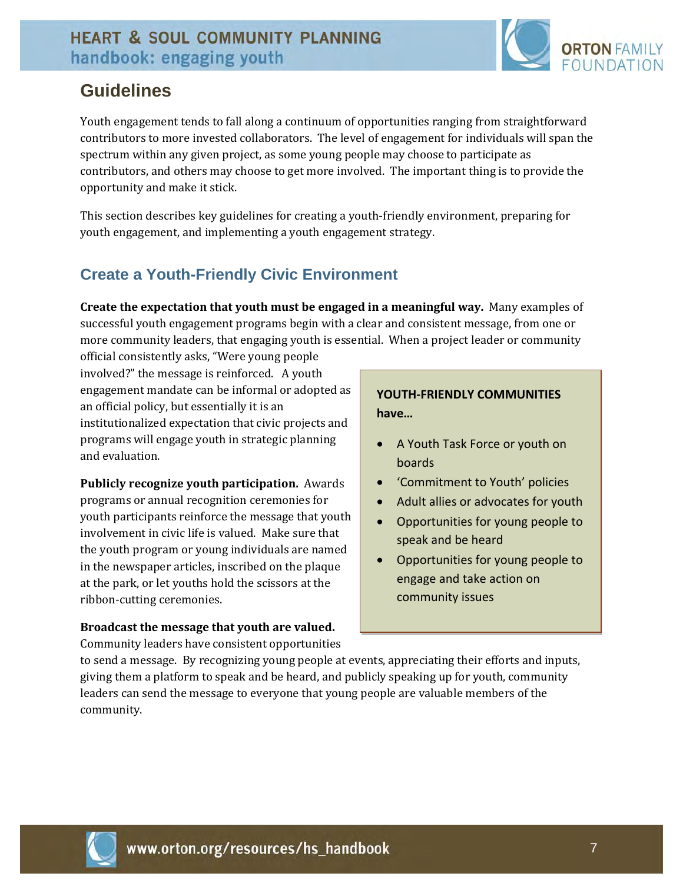## Guidelines

Youth engagement tends to fall along a continuum of opportunities ranging from straightforward contributors to more invested collaborators. The level of engagement for individuals will span the spectrum within any given project, as some young people may choose to participate as contributors, and others may choose to get more involved. The important thing is to provide the opportunity and make it stick.

This section describes key guidelines for creating a youth-friendly environment, preparing for youth engagement, and implementing a youth engagement strategy.

### Create a Youth-Friendly Civic Environment

**Create the expectation that youth must be engaged in a meaningful way.** Many examples of successful youth engagement programs begin with a clear and consistent message, from one or more community leaders, that engaging youth is essential. When a project leader or community official consistently asks, "Were young people involved?" the message is reinforced. A youth engagement mandate can be informal or adopted as an official policy, but essentially it is an institutionalized expectation that civic projects and programs will engage youth in strategic planning and evaluation.

**Publicly recognize youth participation.** Awards programs or annual recognition ceremonies for youth participants reinforce the message that youth involvement in civic life is valued. Make sure that the youth program or young individuals are named in the newspaper articles, inscribed on the plaque at the park, or let youths hold the scissors at the ribbon-cutting ceremonies.

**Broadcast the message that youth are valued.** Community leaders have consistent opportunities to send a message. By recognizing young people at events, appreciating their efforts and inputs, giving them a platform to speak and be heard, and publicly speaking up for youth, community leaders can send the message to everyone that young people are valuable members of the community.

**YOUTH-FRIENDLY COMMUNITIES have…**

- A Youth Task Force or youth on boards
- 'Commitment to Youth' policies
- Adult allies or advocates for youth
- Opportunities for young people to speak and be heard
- Opportunities for young people to engage and take action on community issues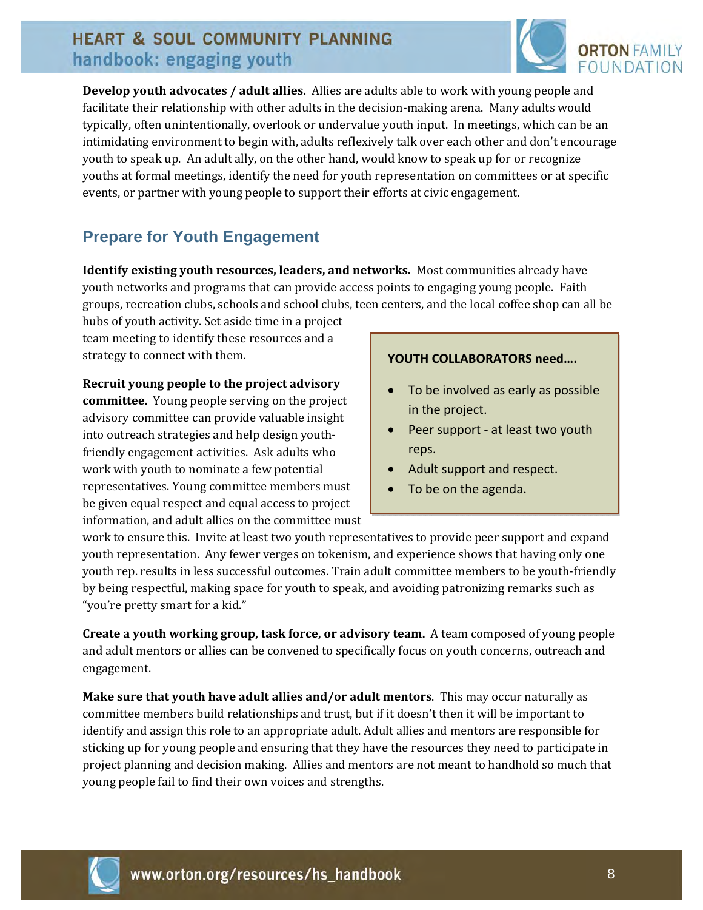**Develop youth advocates / adult allies.** Allies are adults able to work with young people and facilitate their relationship with other adults in the decision-making arena. Many adults would typically, often unintentionally, overlook or undervalue youth input. In meetings, which can be an intimidating environment to begin with, adults reflexively talk over each other and don't encourage youth to speak up. An adult ally, on the other hand, would know to speak up for or recognize youths at formal meetings, identify the need for youth representation on committees or at specific events, or partner with young people to support their efforts at civic engagement.

## Prepare for Youth Engagement

**Identify existing youth resources, leaders, and networks.** Most communities already have youth networks and programs that can provide access points to engaging young people. Faith groups, recreation clubs, schools and school clubs, teen centers, and the local coffee shop can all be hubs of youth activity. Set aside time in a project team meeting to identify these resources and a strategy to connect with them.

**Recruit young people to the project advisory committee.** Young people serving on the project advisory committee can provide valuable insight into outreach strategies and help design youth-friendly engagement activities. Ask adults who work with youth to nominate a few potential representatives. Young committee members must be given equal respect and equal access to project information, and adult allies on the committee must work to ensure this. Invite at least two youth representatives to provide peer support and expand youth representation. Any fewer verges on tokenism, and experience shows that having only one youth rep. results in less successful outcomes. Train adult committee members to be youth-friendly by being respectful, making space for youth to speak, and avoiding patronizing remarks such as "you're pretty smart for a kid."

> **YOUTH COLLABORATORS need….**
>
> - To be involved as early as possible in the project.
> - Peer support - at least two youth reps.
> - Adult support and respect.
> - To be on the agenda.

**Create a youth working group, task force, or advisory team.** A team composed of young people and adult mentors or allies can be convened to specifically focus on youth concerns, outreach and engagement.

**Make sure that youth have adult allies and/or adult mentors**. This may occur naturally as committee members build relationships and trust, but if it doesn't then it will be important to identify and assign this role to an appropriate adult. Adult allies and mentors are responsible for sticking up for young people and ensuring that they have the resources they need to participate in project planning and decision making. Allies and mentors are not meant to handhold so much that young people fail to find their own voices and strengths.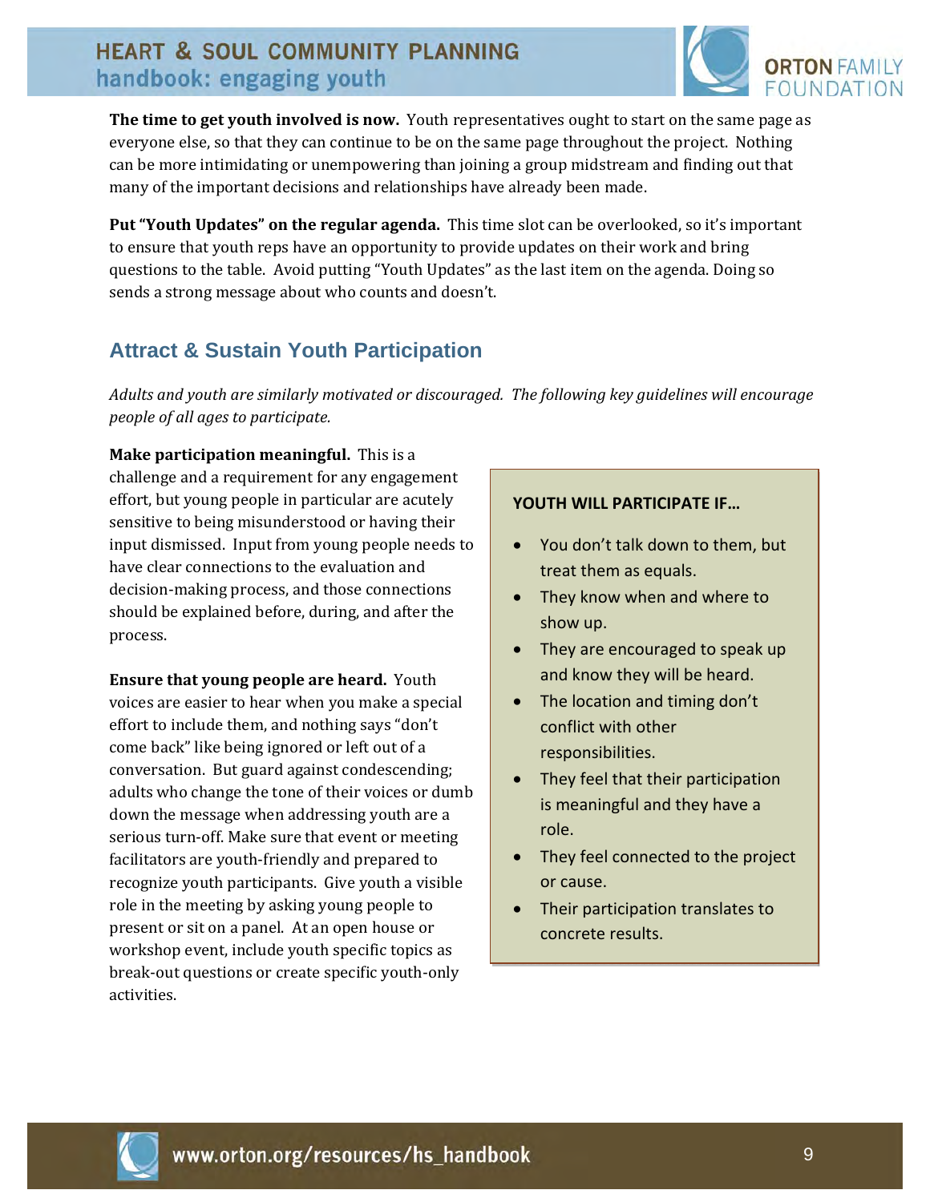**The time to get youth involved is now.** Youth representatives ought to start on the same page as everyone else, so that they can continue to be on the same page throughout the project. Nothing can be more intimidating or unempowering than joining a group midstream and finding out that many of the important decisions and relationships have already been made.

**Put "Youth Updates" on the regular agenda.** This time slot can be overlooked, so it's important to ensure that youth reps have an opportunity to provide updates on their work and bring questions to the table. Avoid putting "Youth Updates" as the last item on the agenda. Doing so sends a strong message about who counts and doesn't.

## Attract & Sustain Youth Participation

*Adults and youth are similarly motivated or discouraged. The following key guidelines will encourage people of all ages to participate.*

**Make participation meaningful.** This is a challenge and a requirement for any engagement effort, but young people in particular are acutely sensitive to being misunderstood or having their input dismissed. Input from young people needs to have clear connections to the evaluation and decision-making process, and those connections should be explained before, during, and after the process.

**Ensure that young people are heard.** Youth voices are easier to hear when you make a special effort to include them, and nothing says "don't come back" like being ignored or left out of a conversation. But guard against condescending; adults who change the tone of their voices or dumb down the message when addressing youth are a serious turn-off. Make sure that event or meeting facilitators are youth-friendly and prepared to recognize youth participants. Give youth a visible role in the meeting by asking young people to present or sit on a panel. At an open house or workshop event, include youth specific topics as break-out questions or create specific youth-only activities.

**YOUTH WILL PARTICIPATE IF…**

- You don't talk down to them, but treat them as equals.
- They know when and where to show up.
- They are encouraged to speak up and know they will be heard.
- The location and timing don't conflict with other responsibilities.
- They feel that their participation is meaningful and they have a role.
- They feel connected to the project or cause.
- Their participation translates to concrete results.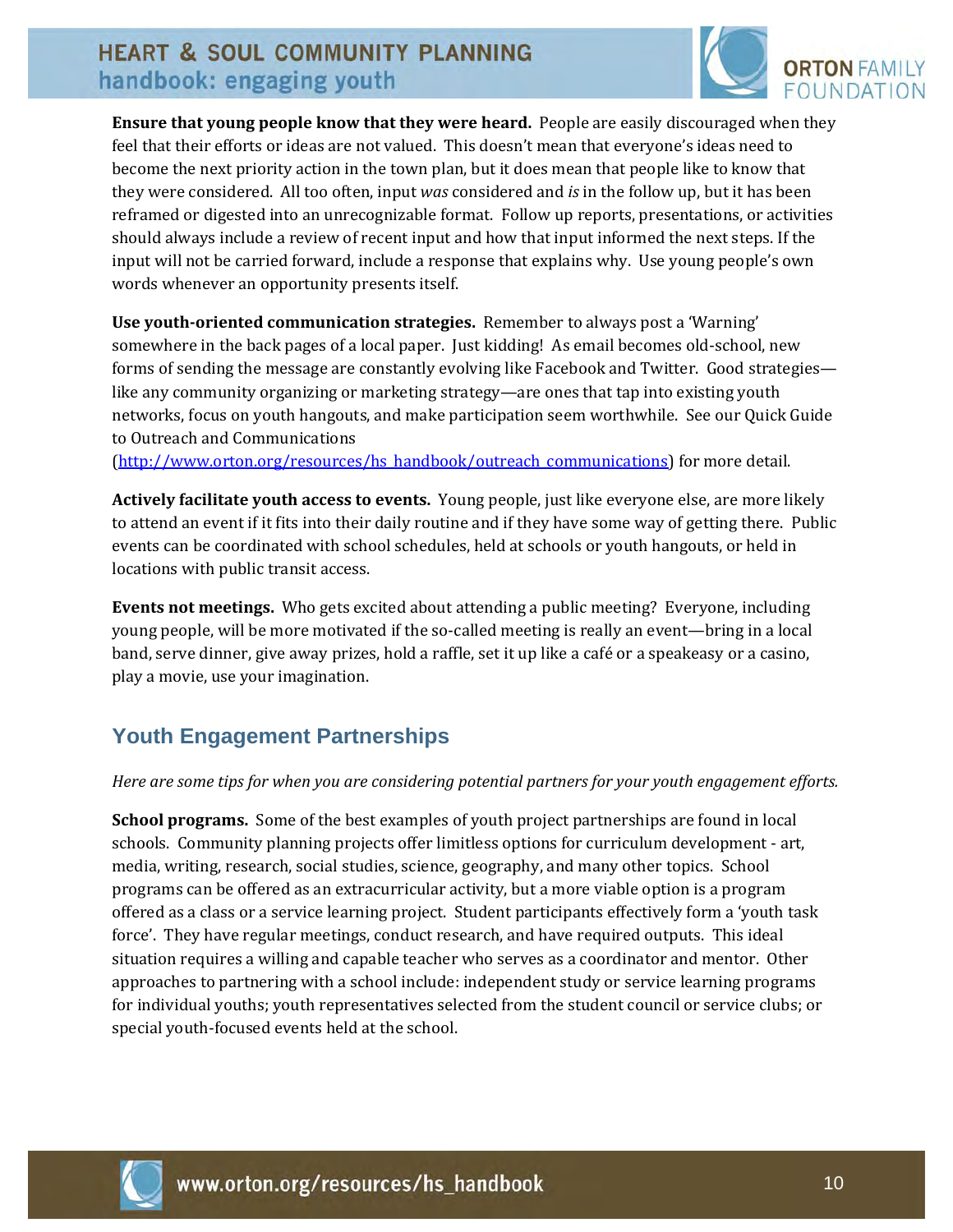**Ensure that young people know that they were heard.** People are easily discouraged when they feel that their efforts or ideas are not valued. This doesn't mean that everyone's ideas need to become the next priority action in the town plan, but it does mean that people like to know that they were considered. All too often, input *was* considered and *is* in the follow up, but it has been reframed or digested into an unrecognizable format. Follow up reports, presentations, or activities should always include a review of recent input and how that input informed the next steps. If the input will not be carried forward, include a response that explains why. Use young people's own words whenever an opportunity presents itself.

**Use youth-oriented communication strategies.** Remember to always post a 'Warning' somewhere in the back pages of a local paper. Just kidding! As email becomes old-school, new forms of sending the message are constantly evolving like Facebook and Twitter. Good strategies—like any community organizing or marketing strategy—are ones that tap into existing youth networks, focus on youth hangouts, and make participation seem worthwhile. See our Quick Guide to Outreach and Communications (http://www.orton.org/resources/hs_handbook/outreach_communications) for more detail.

**Actively facilitate youth access to events.** Young people, just like everyone else, are more likely to attend an event if it fits into their daily routine and if they have some way of getting there. Public events can be coordinated with school schedules, held at schools or youth hangouts, or held in locations with public transit access.

**Events not meetings.** Who gets excited about attending a public meeting? Everyone, including young people, will be more motivated if the so-called meeting is really an event—bring in a local band, serve dinner, give away prizes, hold a raffle, set it up like a café or a speakeasy or a casino, play a movie, use your imagination.

## Youth Engagement Partnerships

*Here are some tips for when you are considering potential partners for your youth engagement efforts.*

**School programs.** Some of the best examples of youth project partnerships are found in local schools. Community planning projects offer limitless options for curriculum development - art, media, writing, research, social studies, science, geography, and many other topics. School programs can be offered as an extracurricular activity, but a more viable option is a program offered as a class or a service learning project. Student participants effectively form a 'youth task force'. They have regular meetings, conduct research, and have required outputs. This ideal situation requires a willing and capable teacher who serves as a coordinator and mentor. Other approaches to partnering with a school include: independent study or service learning programs for individual youths; youth representatives selected from the student council or service clubs; or special youth-focused events held at the school.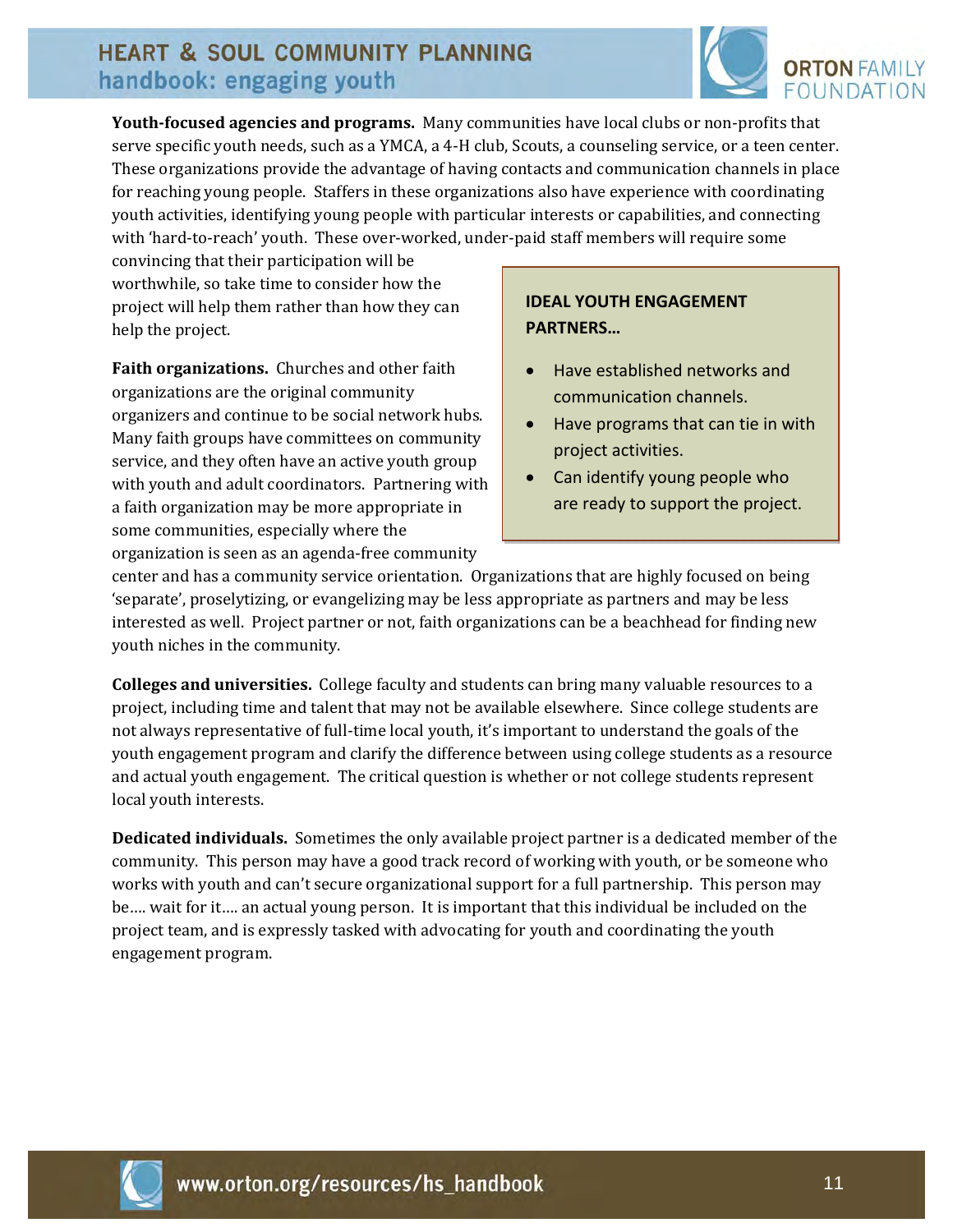**Youth-focused agencies and programs.** Many communities have local clubs or non-profits that serve specific youth needs, such as a YMCA, a 4-H club, Scouts, a counseling service, or a teen center. These organizations provide the advantage of having contacts and communication channels in place for reaching young people. Staffers in these organizations also have experience with coordinating youth activities, identifying young people with particular interests or capabilities, and connecting with 'hard-to-reach' youth. These over-worked, under-paid staff members will require some convincing that their participation will be worthwhile, so take time to consider how the project will help them rather than how they can help the project.

> **IDEAL YOUTH ENGAGEMENT PARTNERS…**
>
> - Have established networks and communication channels.
> - Have programs that can tie in with project activities.
> - Can identify young people who are ready to support the project.

**Faith organizations.** Churches and other faith organizations are the original community organizers and continue to be social network hubs. Many faith groups have committees on community service, and they often have an active youth group with youth and adult coordinators. Partnering with a faith organization may be more appropriate in some communities, especially where the organization is seen as an agenda-free community center and has a community service orientation. Organizations that are highly focused on being 'separate', proselytizing, or evangelizing may be less appropriate as partners and may be less interested as well. Project partner or not, faith organizations can be a beachhead for finding new youth niches in the community.

**Colleges and universities.** College faculty and students can bring many valuable resources to a project, including time and talent that may not be available elsewhere. Since college students are not always representative of full-time local youth, it's important to understand the goals of the youth engagement program and clarify the difference between using college students as a resource and actual youth engagement. The critical question is whether or not college students represent local youth interests.

**Dedicated individuals.** Sometimes the only available project partner is a dedicated member of the community. This person may have a good track record of working with youth, or be someone who works with youth and can't secure organizational support for a full partnership. This person may be…. wait for it…. an actual young person. It is important that this individual be included on the project team, and is expressly tasked with advocating for youth and coordinating the youth engagement program.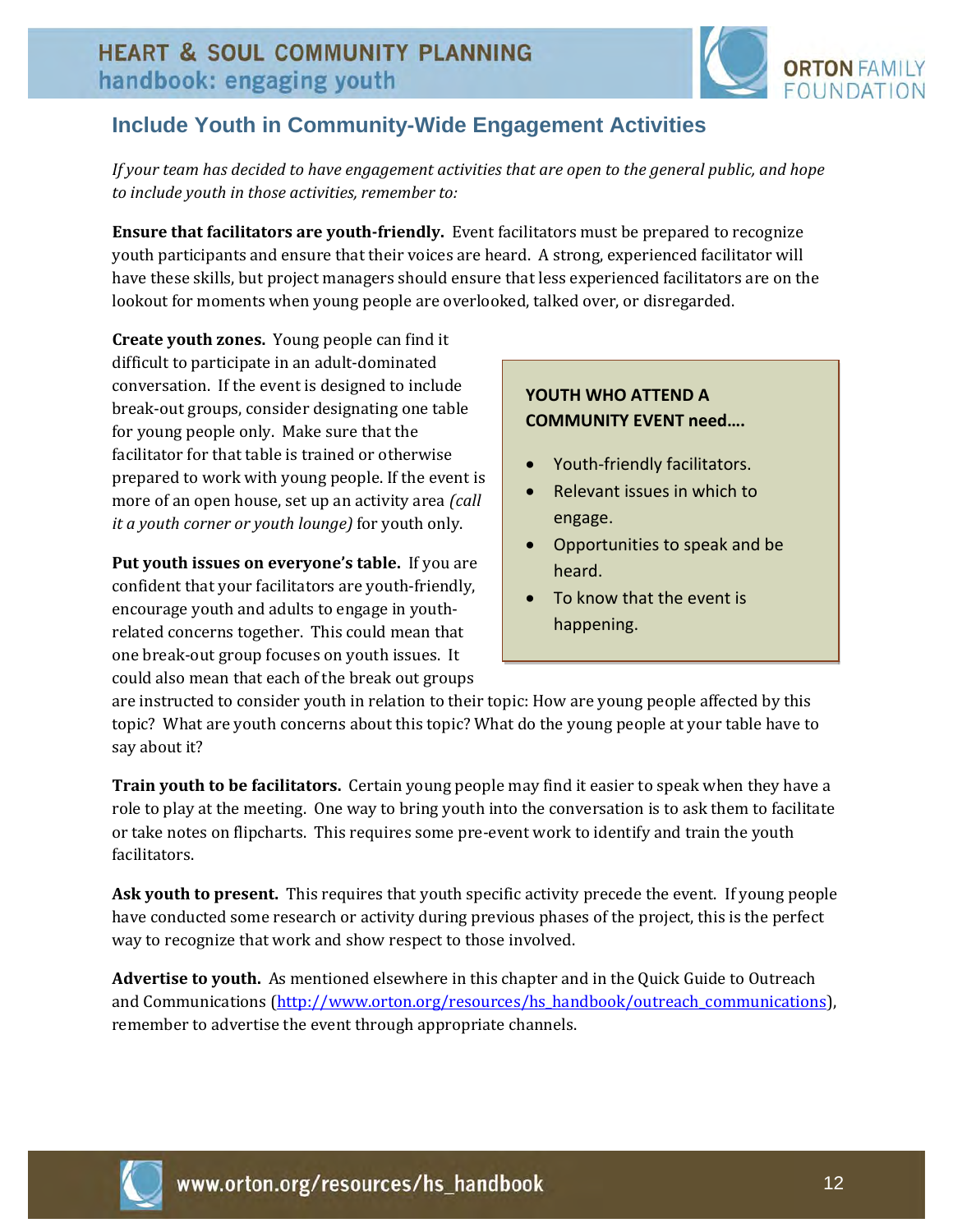## Include Youth in Community-Wide Engagement Activities

*If your team has decided to have engagement activities that are open to the general public, and hope to include youth in those activities, remember to:*

**Ensure that facilitators are youth-friendly.** Event facilitators must be prepared to recognize youth participants and ensure that their voices are heard. A strong, experienced facilitator will have these skills, but project managers should ensure that less experienced facilitators are on the lookout for moments when young people are overlooked, talked over, or disregarded.

**Create youth zones.** Young people can find it difficult to participate in an adult-dominated conversation. If the event is designed to include break-out groups, consider designating one table for young people only. Make sure that the facilitator for that table is trained or otherwise prepared to work with young people. If the event is more of an open house, set up an activity area *(call it a youth corner or youth lounge)* for youth only.

> **YOUTH WHO ATTEND A COMMUNITY EVENT need….**
>
> - Youth-friendly facilitators.
> - Relevant issues in which to engage.
> - Opportunities to speak and be heard.
> - To know that the event is happening.

**Put youth issues on everyone's table.** If you are confident that your facilitators are youth-friendly, encourage youth and adults to engage in youth-related concerns together. This could mean that one break-out group focuses on youth issues. It could also mean that each of the break out groups are instructed to consider youth in relation to their topic: How are young people affected by this topic? What are youth concerns about this topic? What do the young people at your table have to say about it?

**Train youth to be facilitators.** Certain young people may find it easier to speak when they have a role to play at the meeting. One way to bring youth into the conversation is to ask them to facilitate or take notes on flipcharts. This requires some pre-event work to identify and train the youth facilitators.

**Ask youth to present.** This requires that youth specific activity precede the event. If young people have conducted some research or activity during previous phases of the project, this is the perfect way to recognize that work and show respect to those involved.

**Advertise to youth.** As mentioned elsewhere in this chapter and in the Quick Guide to Outreach and Communications (http://www.orton.org/resources/hs_handbook/outreach_communications), remember to advertise the event through appropriate channels.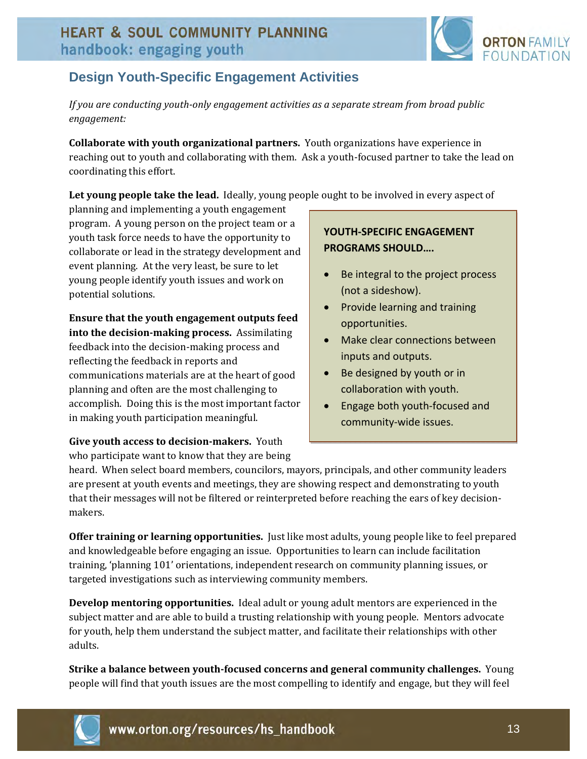## Design Youth-Specific Engagement Activities

*If you are conducting youth-only engagement activities as a separate stream from broad public engagement:*

**Collaborate with youth organizational partners.** Youth organizations have experience in reaching out to youth and collaborating with them. Ask a youth-focused partner to take the lead on coordinating this effort.

**Let young people take the lead.** Ideally, young people ought to be involved in every aspect of planning and implementing a youth engagement program. A young person on the project team or a youth task force needs to have the opportunity to collaborate or lead in the strategy development and event planning. At the very least, be sure to let young people identify youth issues and work on potential solutions.

**Ensure that the youth engagement outputs feed into the decision-making process.** Assimilating feedback into the decision-making process and reflecting the feedback in reports and communications materials are at the heart of good planning and often are the most challenging to accomplish. Doing this is the most important factor in making youth participation meaningful.

**Give youth access to decision-makers.** Youth who participate want to know that they are being heard. When select board members, councilors, mayors, principals, and other community leaders are present at youth events and meetings, they are showing respect and demonstrating to youth that their messages will not be filtered or reinterpreted before reaching the ears of key decision-makers.

> **YOUTH-SPECIFIC ENGAGEMENT PROGRAMS SHOULD….**
>
> - Be integral to the project process (not a sideshow).
> - Provide learning and training opportunities.
> - Make clear connections between inputs and outputs.
> - Be designed by youth or in collaboration with youth.
> - Engage both youth-focused and community-wide issues.

**Offer training or learning opportunities.** Just like most adults, young people like to feel prepared and knowledgeable before engaging an issue. Opportunities to learn can include facilitation training, 'planning 101' orientations, independent research on community planning issues, or targeted investigations such as interviewing community members.

**Develop mentoring opportunities.** Ideal adult or young adult mentors are experienced in the subject matter and are able to build a trusting relationship with young people. Mentors advocate for youth, help them understand the subject matter, and facilitate their relationships with other adults.

**Strike a balance between youth-focused concerns and general community challenges.** Young people will find that youth issues are the most compelling to identify and engage, but they will feel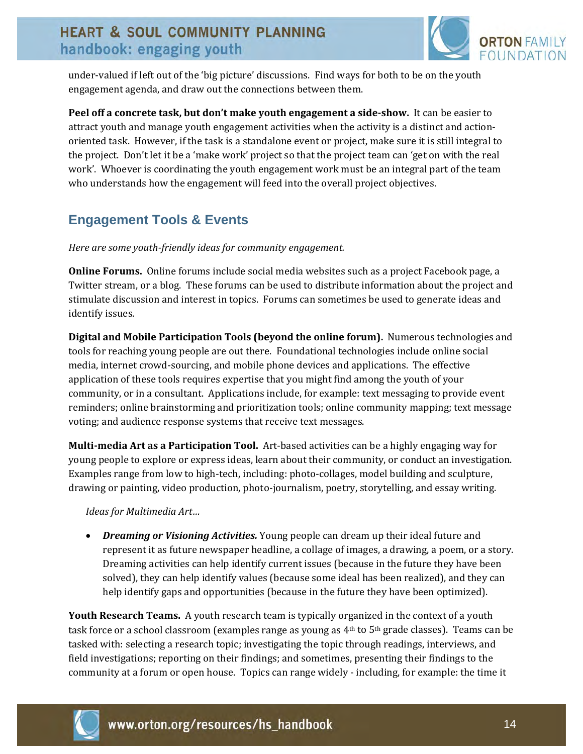under-valued if left out of the 'big picture' discussions. Find ways for both to be on the youth engagement agenda, and draw out the connections between them.

**Peel off a concrete task, but don't make youth engagement a side-show.** It can be easier to attract youth and manage youth engagement activities when the activity is a distinct and action-oriented task. However, if the task is a standalone event or project, make sure it is still integral to the project. Don't let it be a 'make work' project so that the project team can 'get on with the real work'. Whoever is coordinating the youth engagement work must be an integral part of the team who understands how the engagement will feed into the overall project objectives.

## Engagement Tools & Events

*Here are some youth-friendly ideas for community engagement.*

**Online Forums.** Online forums include social media websites such as a project Facebook page, a Twitter stream, or a blog. These forums can be used to distribute information about the project and stimulate discussion and interest in topics. Forums can sometimes be used to generate ideas and identify issues.

**Digital and Mobile Participation Tools (beyond the online forum).** Numerous technologies and tools for reaching young people are out there. Foundational technologies include online social media, internet crowd-sourcing, and mobile phone devices and applications. The effective application of these tools requires expertise that you might find among the youth of your community, or in a consultant. Applications include, for example: text messaging to provide event reminders; online brainstorming and prioritization tools; online community mapping; text message voting; and audience response systems that receive text messages.

**Multi-media Art as a Participation Tool.** Art-based activities can be a highly engaging way for young people to explore or express ideas, learn about their community, or conduct an investigation. Examples range from low to high-tech, including: photo-collages, model building and sculpture, drawing or painting, video production, photo-journalism, poetry, storytelling, and essay writing.

*Ideas for Multimedia Art…*

- ***Dreaming or Visioning Activities.*** Young people can dream up their ideal future and represent it as future newspaper headline, a collage of images, a drawing, a poem, or a story. Dreaming activities can help identify current issues (because in the future they have been solved), they can help identify values (because some ideal has been realized), and they can help identify gaps and opportunities (because in the future they have been optimized).

**Youth Research Teams.** A youth research team is typically organized in the context of a youth task force or a school classroom (examples range as young as 4th to 5th grade classes). Teams can be tasked with: selecting a research topic; investigating the topic through readings, interviews, and field investigations; reporting on their findings; and sometimes, presenting their findings to the community at a forum or open house. Topics can range widely - including, for example: the time it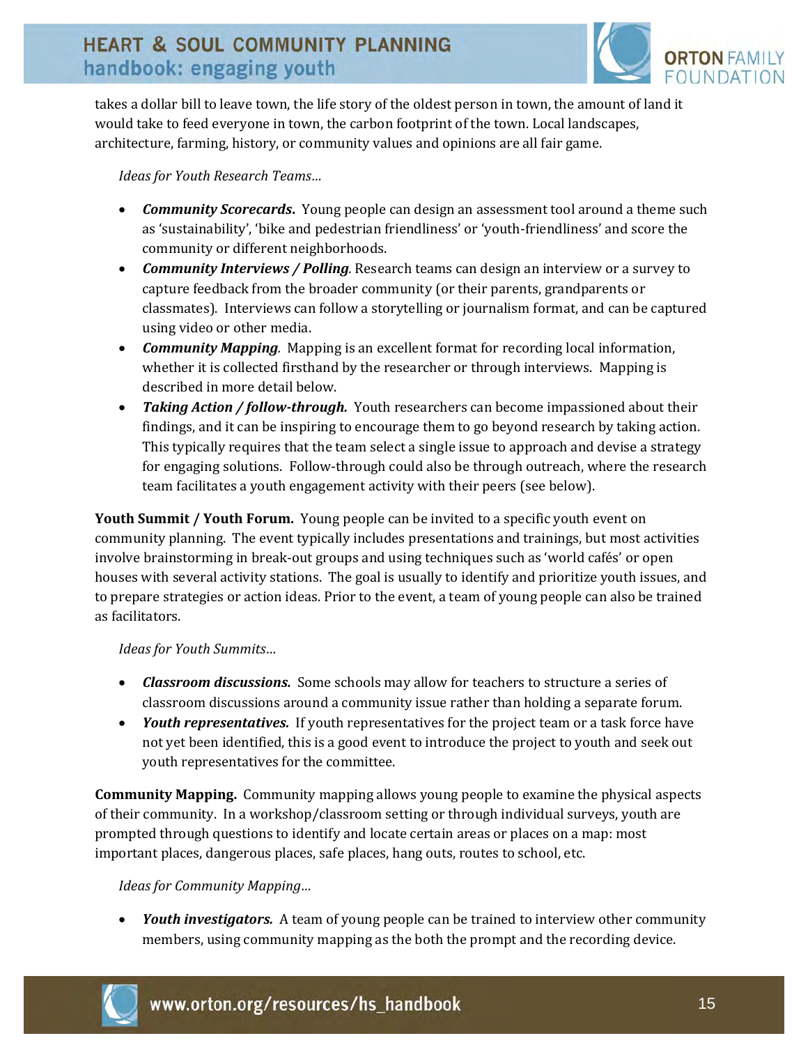takes a dollar bill to leave town, the life story of the oldest person in town, the amount of land it would take to feed everyone in town, the carbon footprint of the town. Local landscapes, architecture, farming, history, or community values and opinions are all fair game.

*Ideas for Youth Research Teams…*

- ***Community Scorecards*.** Young people can design an assessment tool around a theme such as 'sustainability', 'bike and pedestrian friendliness' or 'youth-friendliness' and score the community or different neighborhoods.
- ***Community Interviews / Polling*.** Research teams can design an interview or a survey to capture feedback from the broader community (or their parents, grandparents or classmates). Interviews can follow a storytelling or journalism format, and can be captured using video or other media.
- ***Community Mapping*.** Mapping is an excellent format for recording local information, whether it is collected firsthand by the researcher or through interviews. Mapping is described in more detail below.
- ***Taking Action / follow-through.*** Youth researchers can become impassioned about their findings, and it can be inspiring to encourage them to go beyond research by taking action. This typically requires that the team select a single issue to approach and devise a strategy for engaging solutions. Follow-through could also be through outreach, where the research team facilitates a youth engagement activity with their peers (see below).

**Youth Summit / Youth Forum.** Young people can be invited to a specific youth event on community planning. The event typically includes presentations and trainings, but most activities involve brainstorming in break-out groups and using techniques such as 'world cafés' or open houses with several activity stations. The goal is usually to identify and prioritize youth issues, and to prepare strategies or action ideas. Prior to the event, a team of young people can also be trained as facilitators.

*Ideas for Youth Summits…*

- ***Classroom discussions.*** Some schools may allow for teachers to structure a series of classroom discussions around a community issue rather than holding a separate forum.
- ***Youth representatives.*** If youth representatives for the project team or a task force have not yet been identified, this is a good event to introduce the project to youth and seek out youth representatives for the committee.

**Community Mapping.** Community mapping allows young people to examine the physical aspects of their community. In a workshop/classroom setting or through individual surveys, youth are prompted through questions to identify and locate certain areas or places on a map: most important places, dangerous places, safe places, hang outs, routes to school, etc.

*Ideas for Community Mapping…*

- ***Youth investigators.*** A team of young people can be trained to interview other community members, using community mapping as the both the prompt and the recording device.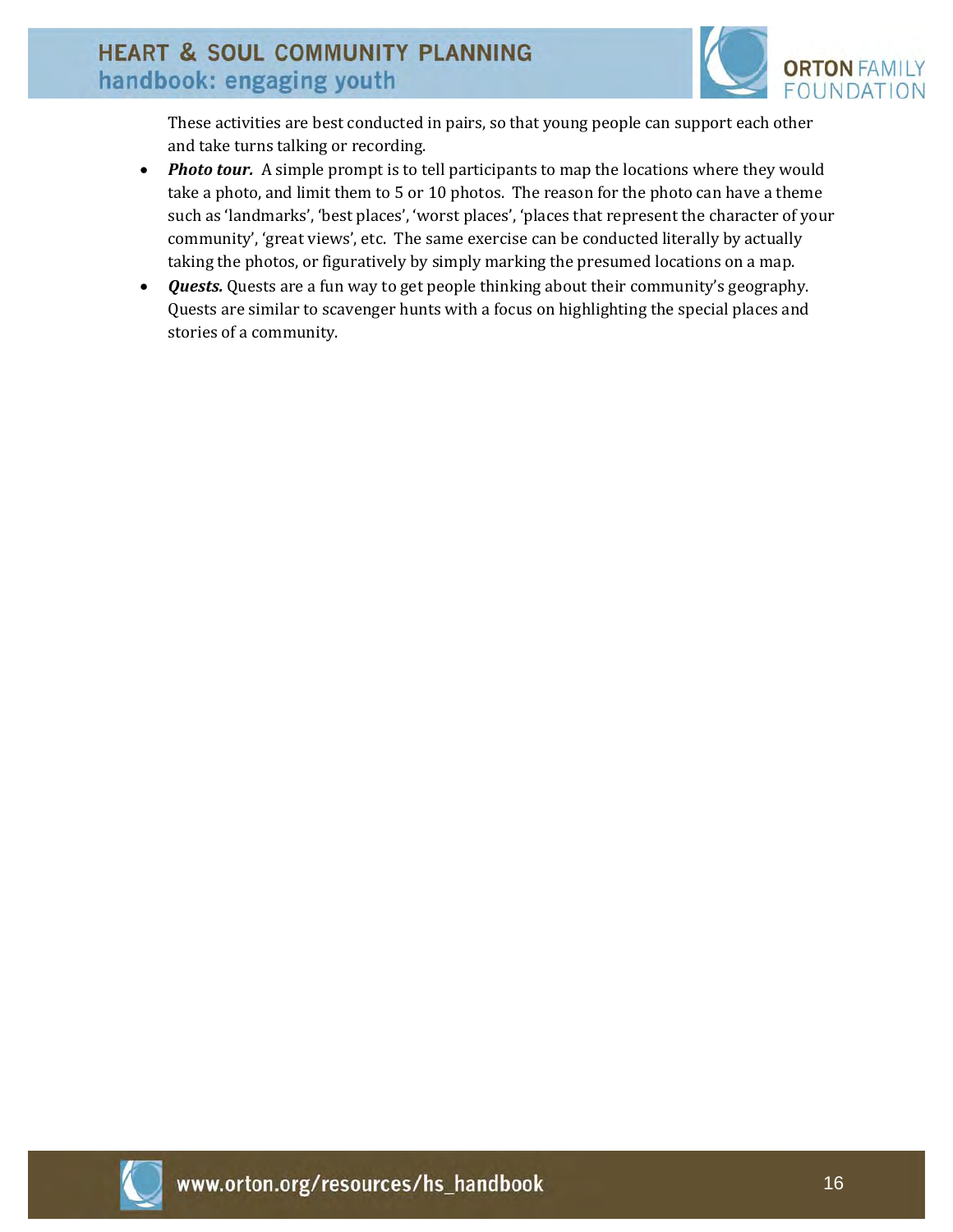These activities are best conducted in pairs, so that young people can support each other and take turns talking or recording.

- ***Photo tour.*** A simple prompt is to tell participants to map the locations where they would take a photo, and limit them to 5 or 10 photos. The reason for the photo can have a theme such as 'landmarks', 'best places', 'worst places', 'places that represent the character of your community', 'great views', etc. The same exercise can be conducted literally by actually taking the photos, or figuratively by simply marking the presumed locations on a map.
- ***Quests.*** Quests are a fun way to get people thinking about their community's geography. Quests are similar to scavenger hunts with a focus on highlighting the special places and stories of a community.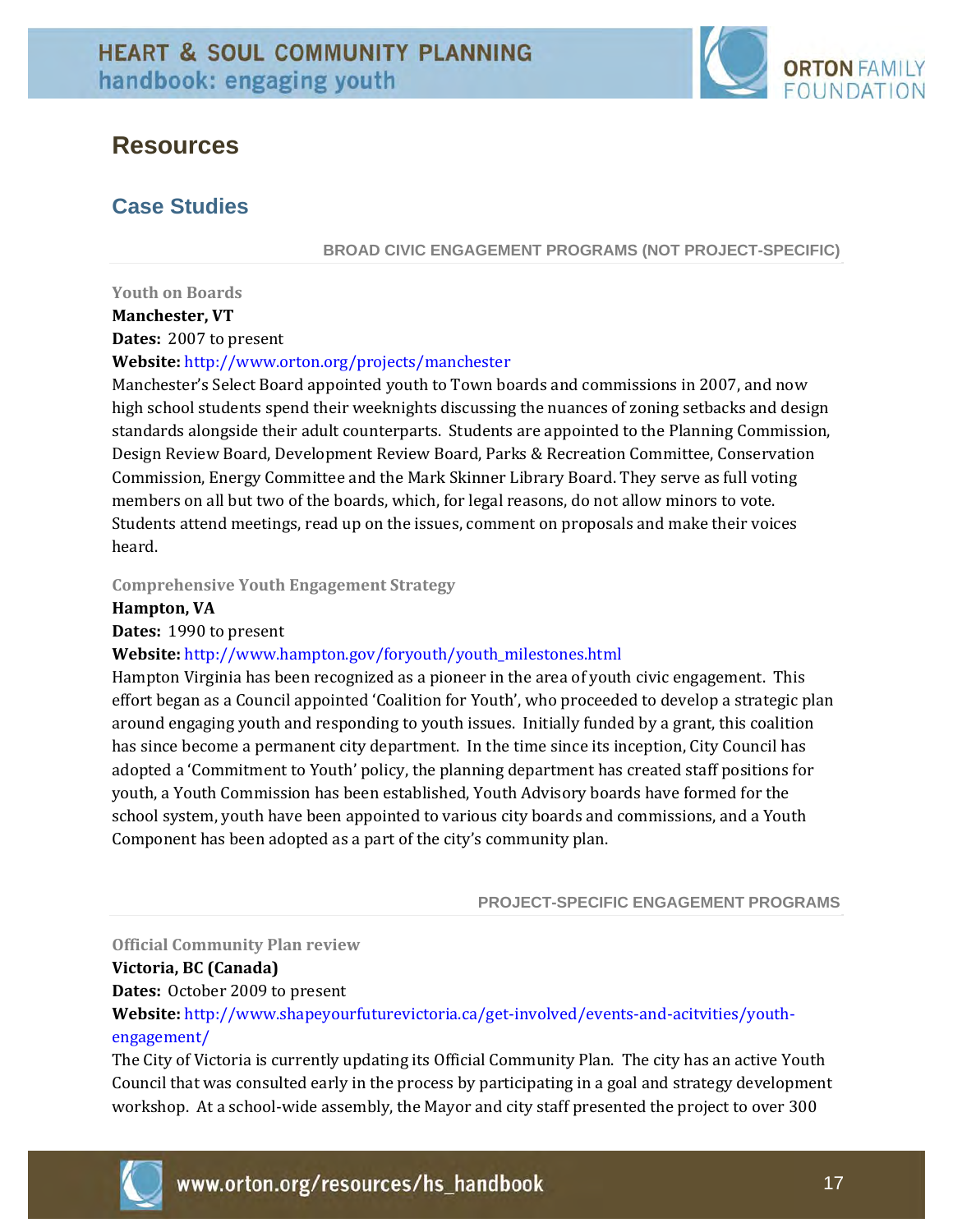# Resources

## Case Studies

#### BROAD CIVIC ENGAGEMENT PROGRAMS (NOT PROJECT-SPECIFIC)

### Youth on Boards

**Manchester, VT**

**Dates:** 2007 to present

**Website:** http://www.orton.org/projects/manchester

Manchester's Select Board appointed youth to Town boards and commissions in 2007, and now high school students spend their weeknights discussing the nuances of zoning setbacks and design standards alongside their adult counterparts. Students are appointed to the Planning Commission, Design Review Board, Development Review Board, Parks & Recreation Committee, Conservation Commission, Energy Committee and the Mark Skinner Library Board. They serve as full voting members on all but two of the boards, which, for legal reasons, do not allow minors to vote. Students attend meetings, read up on the issues, comment on proposals and make their voices heard.

### Comprehensive Youth Engagement Strategy

**Hampton, VA**

**Dates:** 1990 to present

**Website:** http://www.hampton.gov/foryouth/youth_milestones.html

Hampton Virginia has been recognized as a pioneer in the area of youth civic engagement. This effort began as a Council appointed 'Coalition for Youth', who proceeded to develop a strategic plan around engaging youth and responding to youth issues. Initially funded by a grant, this coalition has since become a permanent city department. In the time since its inception, City Council has adopted a 'Commitment to Youth' policy, the planning department has created staff positions for youth, a Youth Commission has been established, Youth Advisory boards have formed for the school system, youth have been appointed to various city boards and commissions, and a Youth Component has been adopted as a part of the city's community plan.

#### PROJECT-SPECIFIC ENGAGEMENT PROGRAMS

### Official Community Plan review

**Victoria, BC (Canada)**

**Dates:** October 2009 to present

**Website:** http://www.shapeyourfuturevictoria.ca/get-involved/events-and-acitvities/youth-engagement/

The City of Victoria is currently updating its Official Community Plan. The city has an active Youth Council that was consulted early in the process by participating in a goal and strategy development workshop. At a school-wide assembly, the Mayor and city staff presented the project to over 300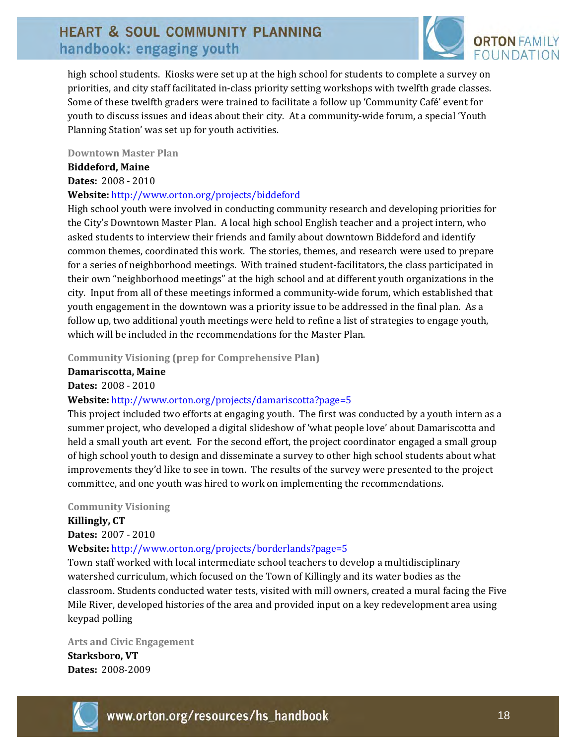high school students. Kiosks were set up at the high school for students to complete a survey on priorities, and city staff facilitated in-class priority setting workshops with twelfth grade classes. Some of these twelfth graders were trained to facilitate a follow up 'Community Café' event for youth to discuss issues and ideas about their city. At a community-wide forum, a special 'Youth Planning Station' was set up for youth activities.

### Downtown Master Plan

**Biddeford, Maine**
**Dates:** 2008 - 2010
**Website:** http://www.orton.org/projects/biddeford

High school youth were involved in conducting community research and developing priorities for the City's Downtown Master Plan. A local high school English teacher and a project intern, who asked students to interview their friends and family about downtown Biddeford and identify common themes, coordinated this work. The stories, themes, and research were used to prepare for a series of neighborhood meetings. With trained student-facilitators, the class participated in their own "neighborhood meetings" at the high school and at different youth organizations in the city. Input from all of these meetings informed a community-wide forum, which established that youth engagement in the downtown was a priority issue to be addressed in the final plan. As a follow up, two additional youth meetings were held to refine a list of strategies to engage youth, which will be included in the recommendations for the Master Plan.

### Community Visioning (prep for Comprehensive Plan)

**Damariscotta, Maine**
**Dates:** 2008 - 2010
**Website:** http://www.orton.org/projects/damariscotta?page=5

This project included two efforts at engaging youth. The first was conducted by a youth intern as a summer project, who developed a digital slideshow of 'what people love' about Damariscotta and held a small youth art event. For the second effort, the project coordinator engaged a small group of high school youth to design and disseminate a survey to other high school students about what improvements they'd like to see in town. The results of the survey were presented to the project committee, and one youth was hired to work on implementing the recommendations.

### Community Visioning

**Killingly, CT**
**Dates:** 2007 - 2010
**Website:** http://www.orton.org/projects/borderlands?page=5

Town staff worked with local intermediate school teachers to develop a multidisciplinary watershed curriculum, which focused on the Town of Killingly and its water bodies as the classroom. Students conducted water tests, visited with mill owners, created a mural facing the Five Mile River, developed histories of the area and provided input on a key redevelopment area using keypad polling

### Arts and Civic Engagement

**Starksboro, VT**
**Dates:** 2008-2009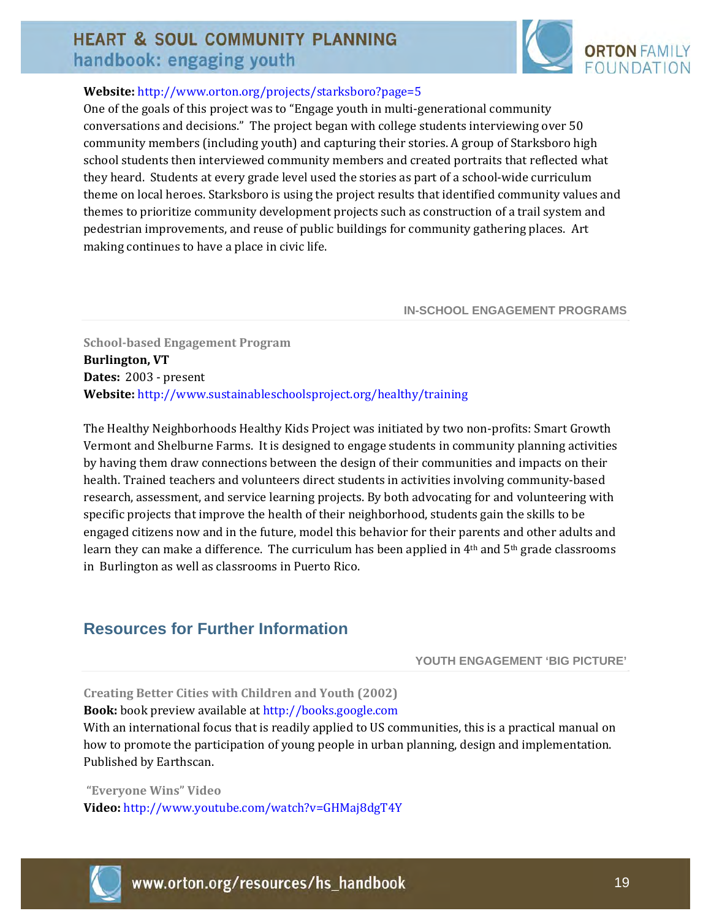**Website:** http://www.orton.org/projects/starksboro?page=5

One of the goals of this project was to "Engage youth in multi-generational community conversations and decisions." The project began with college students interviewing over 50 community members (including youth) and capturing their stories. A group of Starksboro high school students then interviewed community members and created portraits that reflected what they heard. Students at every grade level used the stories as part of a school-wide curriculum theme on local heroes. Starksboro is using the project results that identified community values and themes to prioritize community development projects such as construction of a trail system and pedestrian improvements, and reuse of public buildings for community gathering places. Art making continues to have a place in civic life.

#### IN-SCHOOL ENGAGEMENT PROGRAMS

**School-based Engagement Program**

**Burlington, VT**

**Dates:** 2003 - present

**Website:** http://www.sustainableschoolsproject.org/healthy/training

The Healthy Neighborhoods Healthy Kids Project was initiated by two non-profits: Smart Growth Vermont and Shelburne Farms. It is designed to engage students in community planning activities by having them draw connections between the design of their communities and impacts on their health. Trained teachers and volunteers direct students in activities involving community-based research, assessment, and service learning projects. By both advocating for and volunteering with specific projects that improve the health of their neighborhood, students gain the skills to be engaged citizens now and in the future, model this behavior for their parents and other adults and learn they can make a difference. The curriculum has been applied in 4th and 5th grade classrooms in Burlington as well as classrooms in Puerto Rico.

## Resources for Further Information

#### YOUTH ENGAGEMENT 'BIG PICTURE'

**Creating Better Cities with Children and Youth (2002)**

**Book:** book preview available at http://books.google.com

With an international focus that is readily applied to US communities, this is a practical manual on how to promote the participation of young people in urban planning, design and implementation. Published by Earthscan.

**"Everyone Wins" Video**

**Video:** http://www.youtube.com/watch?v=GHMaj8dgT4Y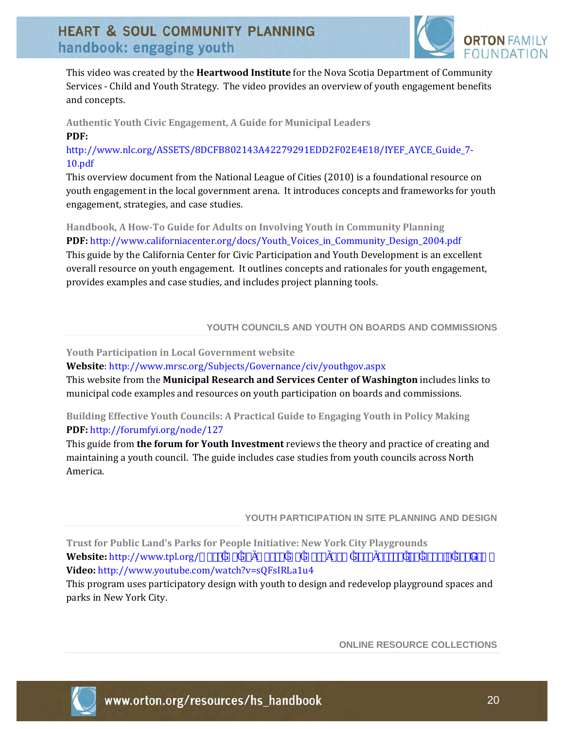This video was created by the **Heartwood Institute** for the Nova Scotia Department of Community Services - Child and Youth Strategy. The video provides an overview of youth engagement benefits and concepts.

### Authentic Youth Civic Engagement, A Guide for Municipal Leaders

**PDF:** http://www.nlc.org/ASSETS/8DCFB802143A42279291EDD2F02E4E18/IYEF_AYCE_Guide_7-10.pdf

This overview document from the National League of Cities (2010) is a foundational resource on youth engagement in the local government arena. It introduces concepts and frameworks for youth engagement, strategies, and case studies.

### Handbook, A How-To Guide for Adults on Involving Youth in Community Planning

**PDF:** http://www.californiacenter.org/docs/Youth_Voices_in_Community_Design_2004.pdf

This guide by the California Center for Civic Participation and Youth Development is an excellent overall resource on youth engagement. It outlines concepts and rationales for youth engagement, provides examples and case studies, and includes project planning tools.

## YOUTH COUNCILS AND YOUTH ON BOARDS AND COMMISSIONS

### Youth Participation in Local Government website

**Website**: http://www.mrsc.org/Subjects/Governance/civ/youthgov.aspx

This website from the **Municipal Research and Services Center of Washington** includes links to municipal code examples and resources on youth participation on boards and commissions.

### Building Effective Youth Councils: A Practical Guide to Engaging Youth in Policy Making

**PDF:** http://forumfyi.org/node/127

This guide from **the forum for Youth Investment** reviews the theory and practice of creating and maintaining a youth council. The guide includes case studies from youth councils across North America.

## YOUTH PARTICIPATION IN SITE PLANNING AND DESIGN

### Trust for Public Land's Parks for People Initiative: New York City Playgrounds

**Website:** http://www.tpl.org/

**Video:** http://www.youtube.com/watch?v=sQFsIRLa1u4

This program uses participatory design with youth to design and redevelop playground spaces and parks in New York City.

## ONLINE RESOURCE COLLECTIONS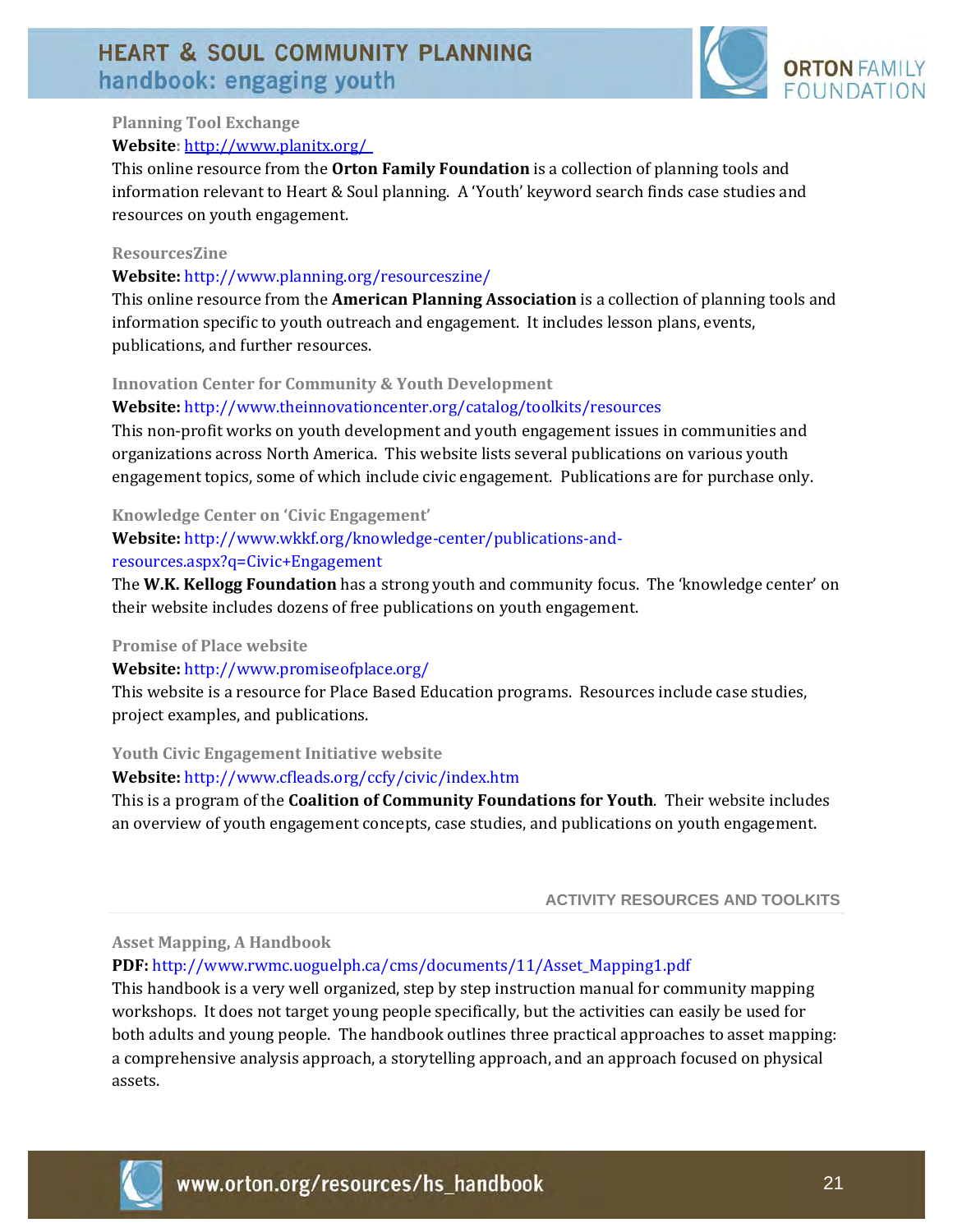### Planning Tool Exchange

**Website:** http://www.planitx.org/

This online resource from the **Orton Family Foundation** is a collection of planning tools and information relevant to Heart & Soul planning. A 'Youth' keyword search finds case studies and resources on youth engagement.

### ResourcesZine

**Website:** http://www.planning.org/resourceszine/

This online resource from the **American Planning Association** is a collection of planning tools and information specific to youth outreach and engagement. It includes lesson plans, events, publications, and further resources.

### Innovation Center for Community & Youth Development

**Website:** http://www.theinnovationcenter.org/catalog/toolkits/resources

This non-profit works on youth development and youth engagement issues in communities and organizations across North America. This website lists several publications on various youth engagement topics, some of which include civic engagement. Publications are for purchase only.

### Knowledge Center on 'Civic Engagement'

**Website:** http://www.wkkf.org/knowledge-center/publications-and-resources.aspx?q=Civic+Engagement

The **W.K. Kellogg Foundation** has a strong youth and community focus. The 'knowledge center' on their website includes dozens of free publications on youth engagement.

### Promise of Place website

**Website:** http://www.promiseofplace.org/

This website is a resource for Place Based Education programs. Resources include case studies, project examples, and publications.

### Youth Civic Engagement Initiative website

**Website:** http://www.cfleads.org/ccfy/civic/index.htm

This is a program of the **Coalition of Community Foundations for Youth**. Their website includes an overview of youth engagement concepts, case studies, and publications on youth engagement.

## ACTIVITY RESOURCES AND TOOLKITS

### Asset Mapping, A Handbook

**PDF:** http://www.rwmc.uoguelph.ca/cms/documents/11/Asset_Mapping1.pdf

This handbook is a very well organized, step by step instruction manual for community mapping workshops. It does not target young people specifically, but the activities can easily be used for both adults and young people. The handbook outlines three practical approaches to asset mapping: a comprehensive analysis approach, a storytelling approach, and an approach focused on physical assets.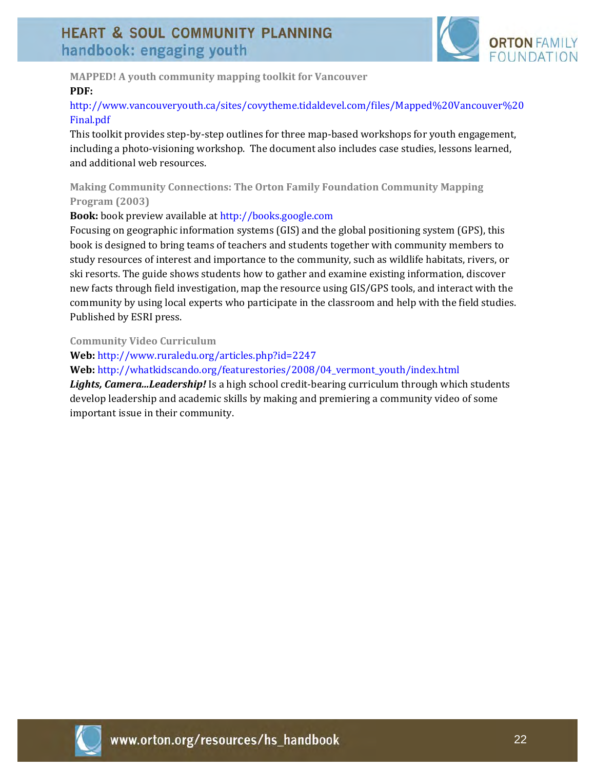### MAPPED! A youth community mapping toolkit for Vancouver

**PDF:**
http://www.vancouveryouth.ca/sites/covytheme.tidaldevel.com/files/Mapped%20Vancouver%20Final.pdf

This toolkit provides step-by-step outlines for three map-based workshops for youth engagement, including a photo-visioning workshop. The document also includes case studies, lessons learned, and additional web resources.

### Making Community Connections: The Orton Family Foundation Community Mapping Program (2003)

**Book:** book preview available at http://books.google.com

Focusing on geographic information systems (GIS) and the global positioning system (GPS), this book is designed to bring teams of teachers and students together with community members to study resources of interest and importance to the community, such as wildlife habitats, rivers, or ski resorts. The guide shows students how to gather and examine existing information, discover new facts through field investigation, map the resource using GIS/GPS tools, and interact with the community by using local experts who participate in the classroom and help with the field studies. Published by ESRI press.

### Community Video Curriculum

**Web:** http://www.ruraledu.org/articles.php?id=2247

**Web:** http://whatkidscando.org/featurestories/2008/04_vermont_youth/index.html

***Lights, Camera...Leadership!*** Is a high school credit-bearing curriculum through which students develop leadership and academic skills by making and premiering a community video of some important issue in their community.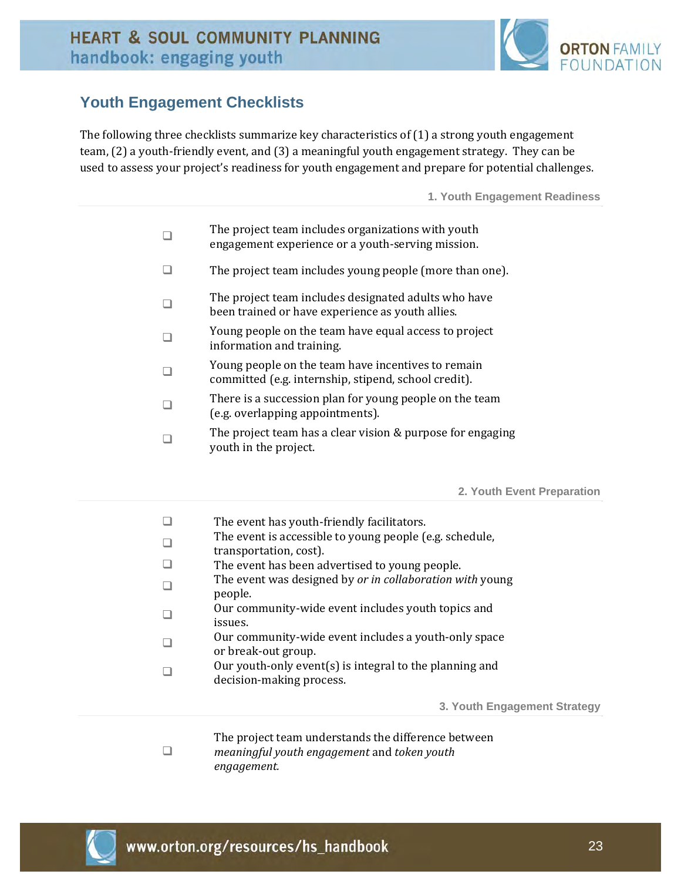## Youth Engagement Checklists

The following three checklists summarize key characteristics of (1) a strong youth engagement team, (2) a youth-friendly event, and (3) a meaningful youth engagement strategy. They can be used to assess your project's readiness for youth engagement and prepare for potential challenges.

### 1. Youth Engagement Readiness

- ❑ The project team includes organizations with youth engagement experience or a youth-serving mission.
- ❑ The project team includes young people (more than one).
- ❑ The project team includes designated adults who have been trained or have experience as youth allies.
- ❑ Young people on the team have equal access to project information and training.
- ❑ Young people on the team have incentives to remain committed (e.g. internship, stipend, school credit).
- ❑ There is a succession plan for young people on the team (e.g. overlapping appointments).
- ❑ The project team has a clear vision & purpose for engaging youth in the project.

### 2. Youth Event Preparation

- ❑ The event has youth-friendly facilitators.
- ❑ The event is accessible to young people (e.g. schedule, transportation, cost).
- ❑ The event has been advertised to young people.
- ❑ The event was designed by *or in collaboration with* young people.
- ❑ Our community-wide event includes youth topics and issues.
- ❑ Our community-wide event includes a youth-only space or break-out group.
- ❑ Our youth-only event(s) is integral to the planning and decision-making process.

### 3. Youth Engagement Strategy

- ❑ The project team understands the difference between *meaningful youth engagement* and *token youth engagement.*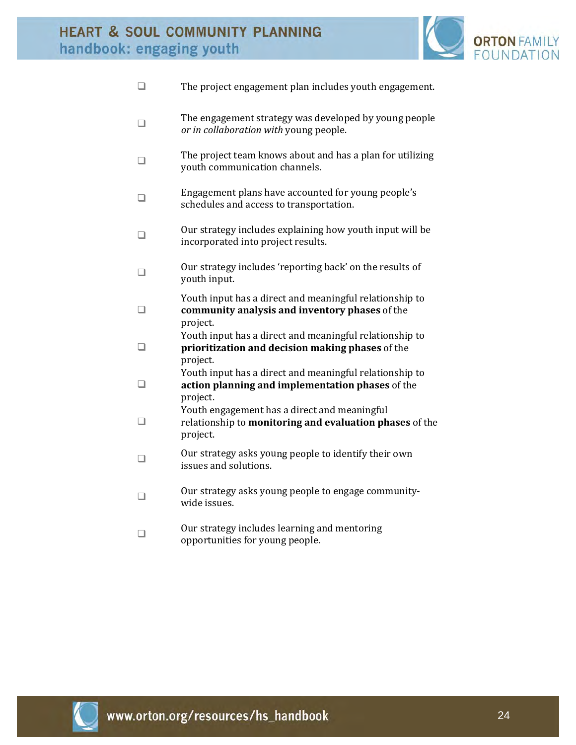- [ ] The project engagement plan includes youth engagement.
- [ ] The engagement strategy was developed by young people *or in collaboration with* young people.
- [ ] The project team knows about and has a plan for utilizing youth communication channels.
- [ ] Engagement plans have accounted for young people's schedules and access to transportation.
- [ ] Our strategy includes explaining how youth input will be incorporated into project results.
- [ ] Our strategy includes 'reporting back' on the results of youth input.
- [ ] Youth input has a direct and meaningful relationship to **community analysis and inventory phases** of the project.
- [ ] Youth input has a direct and meaningful relationship to **prioritization and decision making phases** of the project.
- [ ] Youth input has a direct and meaningful relationship to **action planning and implementation phases** of the project.
- [ ] Youth engagement has a direct and meaningful relationship to **monitoring and evaluation phases** of the project.
- [ ] Our strategy asks young people to identify their own issues and solutions.
- [ ] Our strategy asks young people to engage community-wide issues.
- [ ] Our strategy includes learning and mentoring opportunities for young people.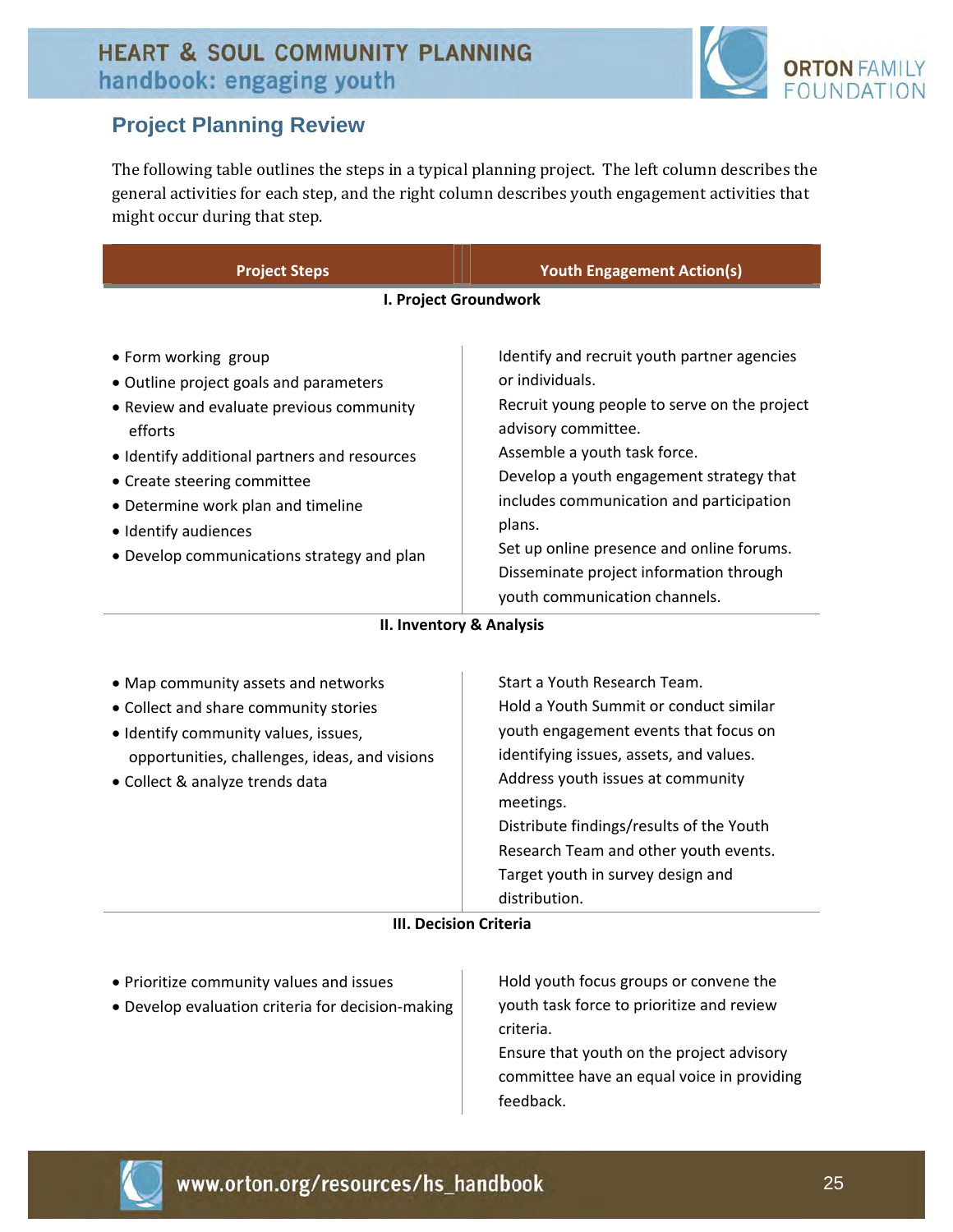## Project Planning Review

The following table outlines the steps in a typical planning project. The left column describes the general activities for each step, and the right column describes youth engagement activities that might occur during that step.

| Project Steps | Youth Engagement Action(s) |
|---|---|
| **I. Project Groundwork** | |
| • Form working group<br>• Outline project goals and parameters<br>• Review and evaluate previous community efforts<br>• Identify additional partners and resources<br>• Create steering committee<br>• Determine work plan and timeline<br>• Identify audiences<br>• Develop communications strategy and plan | Identify and recruit youth partner agencies or individuals.<br>Recruit young people to serve on the project advisory committee.<br>Assemble a youth task force.<br>Develop a youth engagement strategy that includes communication and participation plans.<br>Set up online presence and online forums.<br>Disseminate project information through youth communication channels. |
| **II. Inventory & Analysis** | |
| • Map community assets and networks<br>• Collect and share community stories<br>• Identify community values, issues, opportunities, challenges, ideas, and visions<br>• Collect & analyze trends data | Start a Youth Research Team.<br>Hold a Youth Summit or conduct similar youth engagement events that focus on identifying issues, assets, and values.<br>Address youth issues at community meetings.<br>Distribute findings/results of the Youth Research Team and other youth events.<br>Target youth in survey design and distribution. |
| **III. Decision Criteria** | |
| • Prioritize community values and issues<br>• Develop evaluation criteria for decision-making | Hold youth focus groups or convene the youth task force to prioritize and review criteria.<br>Ensure that youth on the project advisory committee have an equal voice in providing feedback. |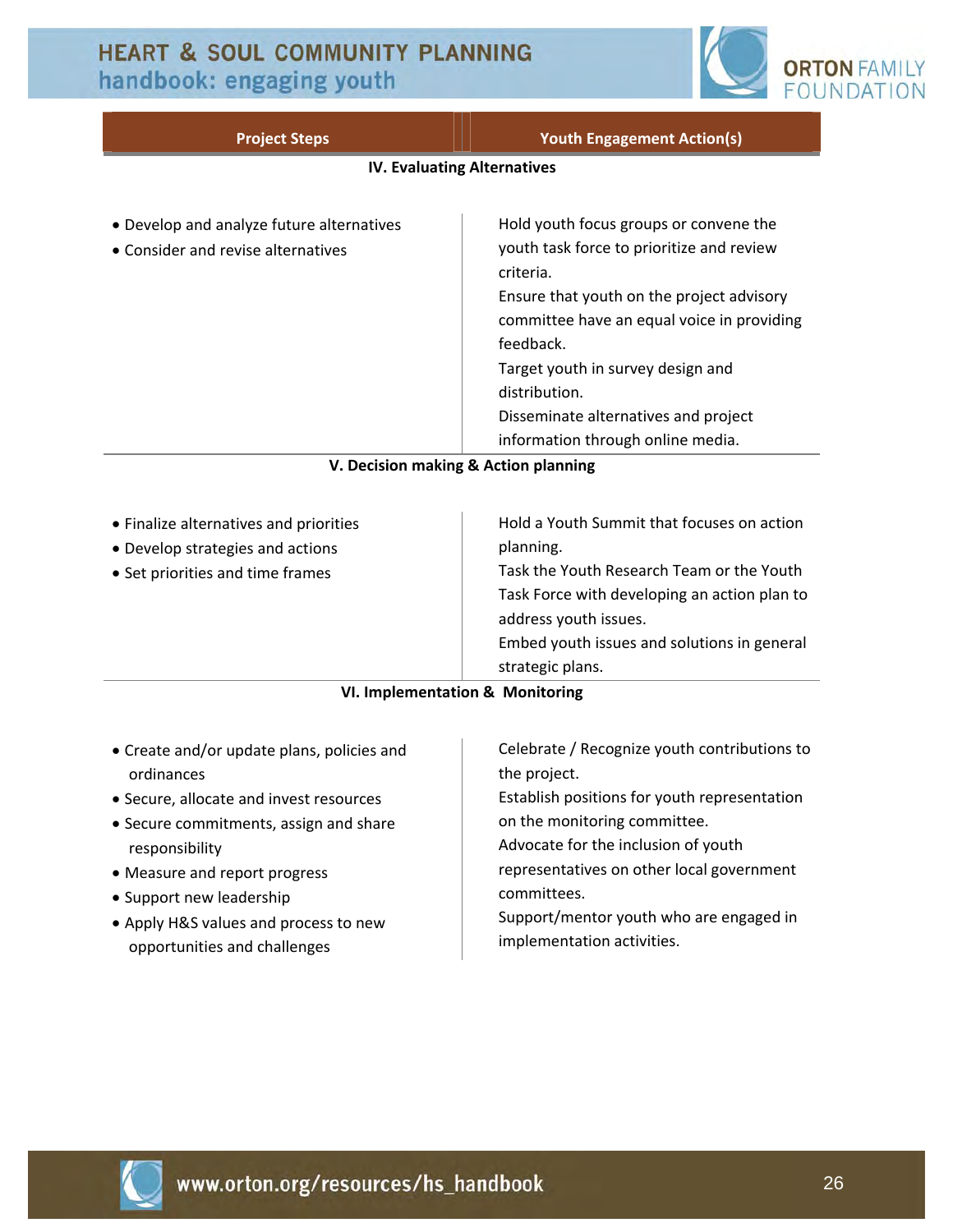| Project Steps | Youth Engagement Action(s) |
|---|---|
| **IV. Evaluating Alternatives** | |
| • Develop and analyze future alternatives<br>• Consider and revise alternatives | Hold youth focus groups or convene the youth task force to prioritize and review criteria.<br>Ensure that youth on the project advisory committee have an equal voice in providing feedback.<br>Target youth in survey design and distribution.<br>Disseminate alternatives and project information through online media. |
| **V. Decision making & Action planning** | |
| • Finalize alternatives and priorities<br>• Develop strategies and actions<br>• Set priorities and time frames | Hold a Youth Summit that focuses on action planning.<br>Task the Youth Research Team or the Youth Task Force with developing an action plan to address youth issues.<br>Embed youth issues and solutions in general strategic plans. |
| **VI. Implementation & Monitoring** | |
| • Create and/or update plans, policies and ordinances<br>• Secure, allocate and invest resources<br>• Secure commitments, assign and share responsibility<br>• Measure and report progress<br>• Support new leadership<br>• Apply H&S values and process to new opportunities and challenges | Celebrate / Recognize youth contributions to the project.<br>Establish positions for youth representation on the monitoring committee.<br>Advocate for the inclusion of youth representatives on other local government committees.<br>Support/mentor youth who are engaged in implementation activities. |